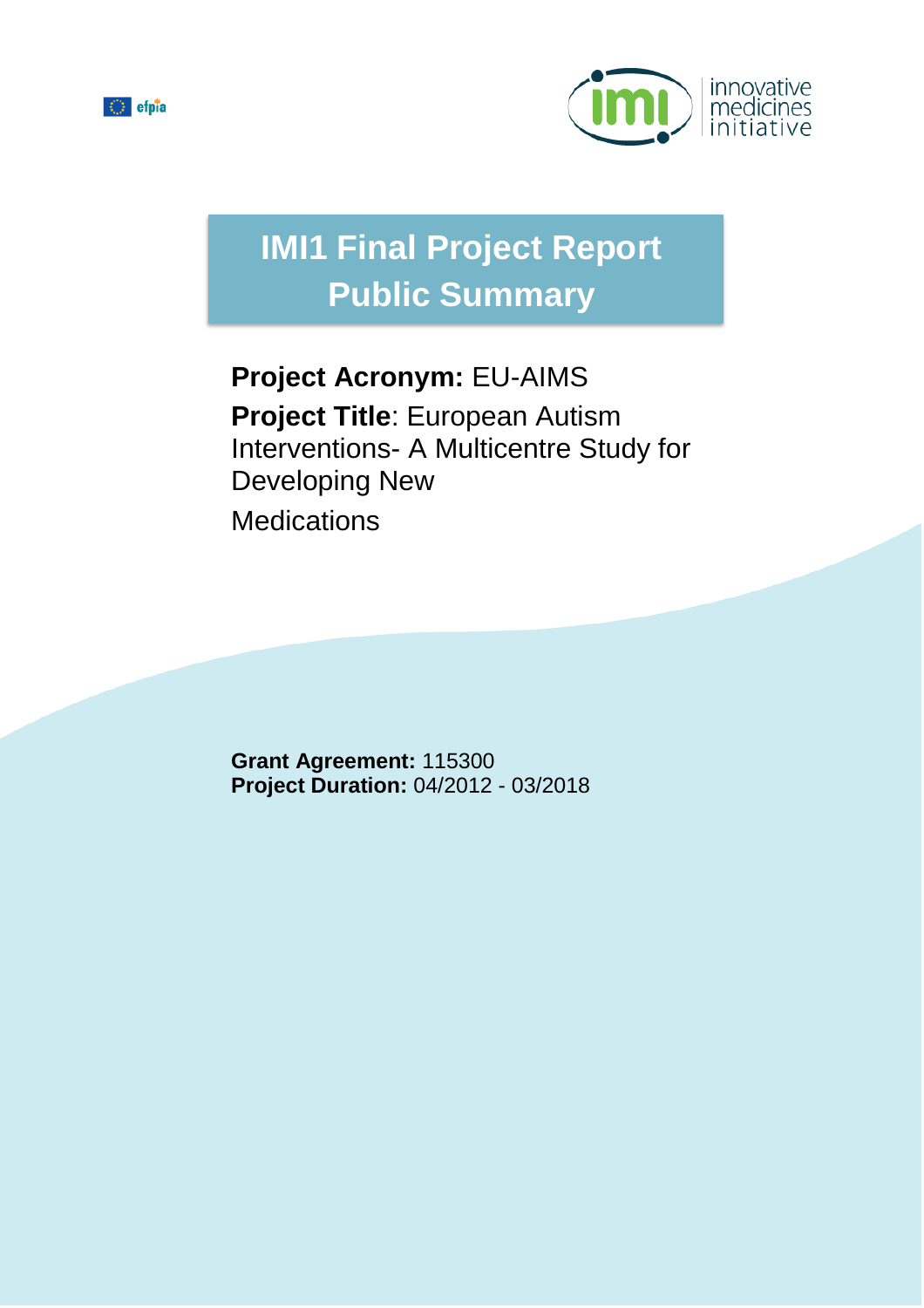# IMI1 Final Project Report Public Summary

**Project Acronym:** EU-AIMS

**Project Title**: European Autism Interventions- A Multicentre Study for Developing New Medications

**Grant Agreement:** 115300
**Project Duration:** 04/2012 - 03/2018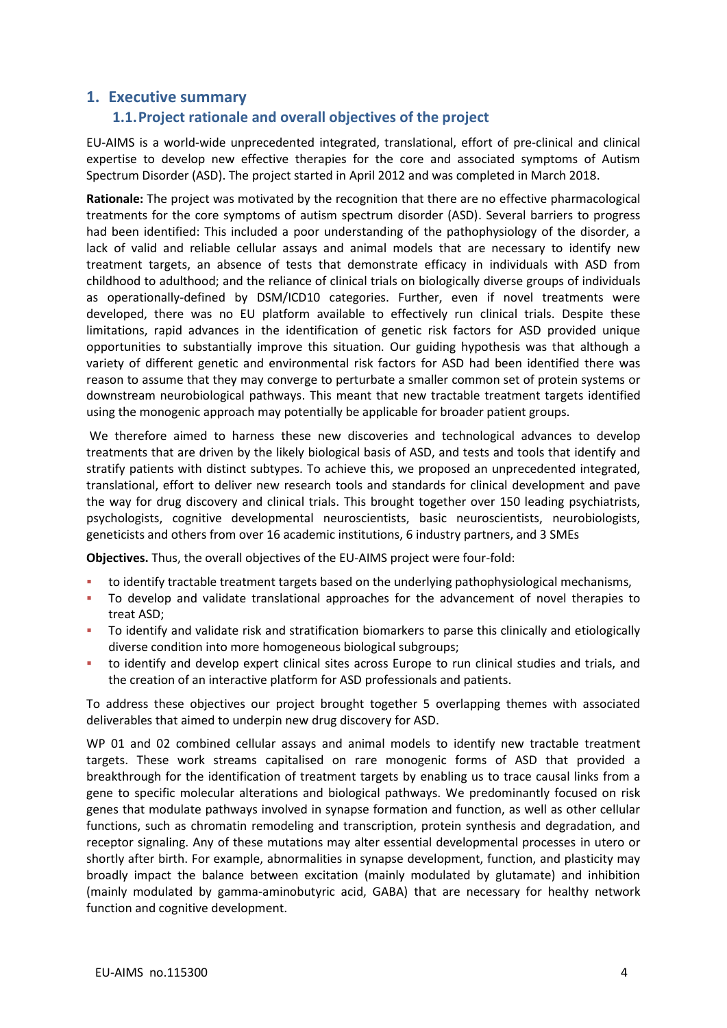# 1. Executive summary

## 1.1. Project rationale and overall objectives of the project

EU-AIMS is a world-wide unprecedented integrated, translational, effort of pre-clinical and clinical expertise to develop new effective therapies for the core and associated symptoms of Autism Spectrum Disorder (ASD). The project started in April 2012 and was completed in March 2018.

**Rationale:** The project was motivated by the recognition that there are no effective pharmacological treatments for the core symptoms of autism spectrum disorder (ASD). Several barriers to progress had been identified: This included a poor understanding of the pathophysiology of the disorder, a lack of valid and reliable cellular assays and animal models that are necessary to identify new treatment targets, an absence of tests that demonstrate efficacy in individuals with ASD from childhood to adulthood; and the reliance of clinical trials on biologically diverse groups of individuals as operationally-defined by DSM/ICD10 categories. Further, even if novel treatments were developed, there was no EU platform available to effectively run clinical trials. Despite these limitations, rapid advances in the identification of genetic risk factors for ASD provided unique opportunities to substantially improve this situation. Our guiding hypothesis was that although a variety of different genetic and environmental risk factors for ASD had been identified there was reason to assume that they may converge to perturbate a smaller common set of protein systems or downstream neurobiological pathways. This meant that new tractable treatment targets identified using the monogenic approach may potentially be applicable for broader patient groups.

We therefore aimed to harness these new discoveries and technological advances to develop treatments that are driven by the likely biological basis of ASD, and tests and tools that identify and stratify patients with distinct subtypes. To achieve this, we proposed an unprecedented integrated, translational, effort to deliver new research tools and standards for clinical development and pave the way for drug discovery and clinical trials. This brought together over 150 leading psychiatrists, psychologists, cognitive developmental neuroscientists, basic neuroscientists, neurobiologists, geneticists and others from over 16 academic institutions, 6 industry partners, and 3 SMEs

**Objectives.** Thus, the overall objectives of the EU-AIMS project were four-fold:

- to identify tractable treatment targets based on the underlying pathophysiological mechanisms,
- To develop and validate translational approaches for the advancement of novel therapies to treat ASD;
- To identify and validate risk and stratification biomarkers to parse this clinically and etiologically diverse condition into more homogeneous biological subgroups;
- to identify and develop expert clinical sites across Europe to run clinical studies and trials, and the creation of an interactive platform for ASD professionals and patients.

To address these objectives our project brought together 5 overlapping themes with associated deliverables that aimed to underpin new drug discovery for ASD.

WP 01 and 02 combined cellular assays and animal models to identify new tractable treatment targets. These work streams capitalised on rare monogenic forms of ASD that provided a breakthrough for the identification of treatment targets by enabling us to trace causal links from a gene to specific molecular alterations and biological pathways. We predominantly focused on risk genes that modulate pathways involved in synapse formation and function, as well as other cellular functions, such as chromatin remodeling and transcription, protein synthesis and degradation, and receptor signaling. Any of these mutations may alter essential developmental processes in utero or shortly after birth. For example, abnormalities in synapse development, function, and plasticity may broadly impact the balance between excitation (mainly modulated by glutamate) and inhibition (mainly modulated by gamma-aminobutyric acid, GABA) that are necessary for healthy network function and cognitive development.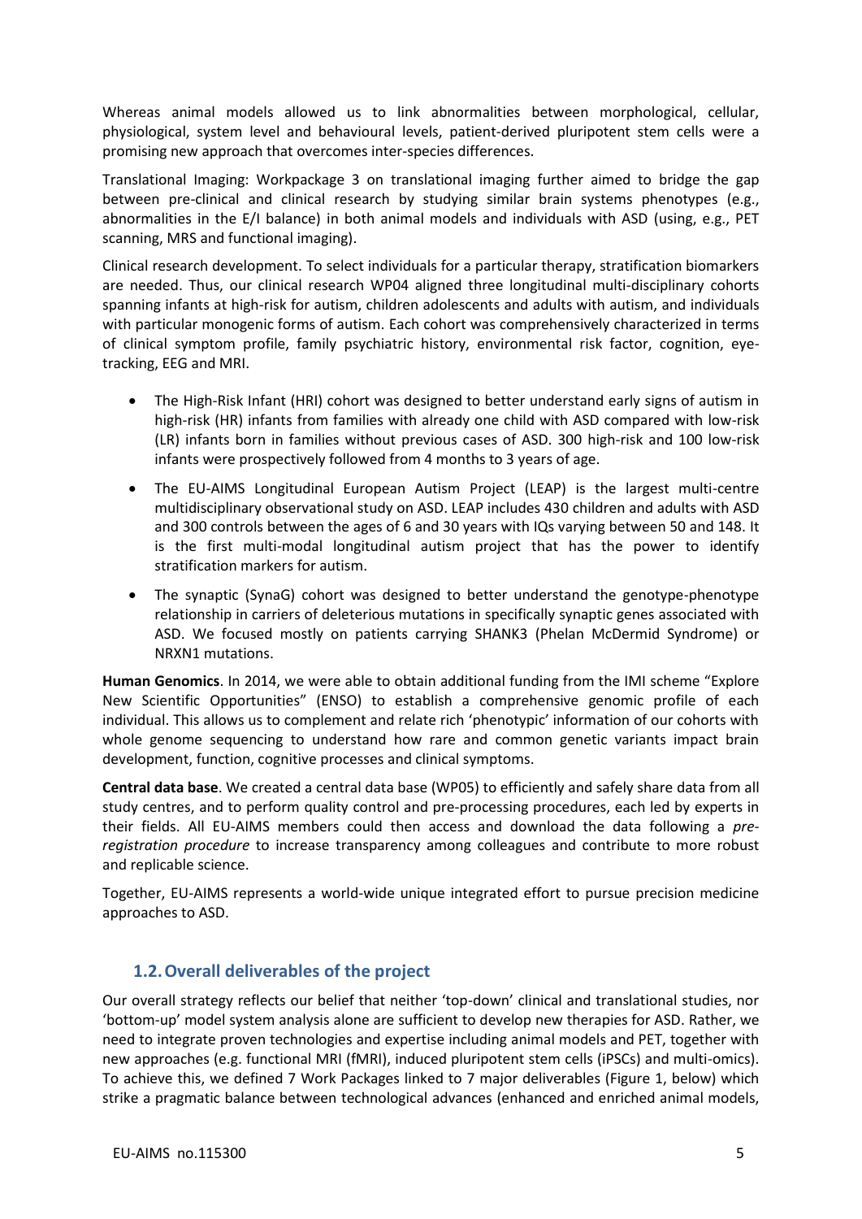Whereas animal models allowed us to link abnormalities between morphological, cellular, physiological, system level and behavioural levels, patient-derived pluripotent stem cells were a promising new approach that overcomes inter-species differences.

Translational Imaging: Workpackage 3 on translational imaging further aimed to bridge the gap between pre-clinical and clinical research by studying similar brain systems phenotypes (e.g., abnormalities in the E/I balance) in both animal models and individuals with ASD (using, e.g., PET scanning, MRS and functional imaging).

Clinical research development. To select individuals for a particular therapy, stratification biomarkers are needed. Thus, our clinical research WP04 aligned three longitudinal multi-disciplinary cohorts spanning infants at high-risk for autism, children adolescents and adults with autism, and individuals with particular monogenic forms of autism. Each cohort was comprehensively characterized in terms of clinical symptom profile, family psychiatric history, environmental risk factor, cognition, eye-tracking, EEG and MRI.

- The High-Risk Infant (HRI) cohort was designed to better understand early signs of autism in high-risk (HR) infants from families with already one child with ASD compared with low-risk (LR) infants born in families without previous cases of ASD. 300 high-risk and 100 low-risk infants were prospectively followed from 4 months to 3 years of age.
- The EU-AIMS Longitudinal European Autism Project (LEAP) is the largest multi-centre multidisciplinary observational study on ASD. LEAP includes 430 children and adults with ASD and 300 controls between the ages of 6 and 30 years with IQs varying between 50 and 148. It is the first multi-modal longitudinal autism project that has the power to identify stratification markers for autism.
- The synaptic (SynaG) cohort was designed to better understand the genotype-phenotype relationship in carriers of deleterious mutations in specifically synaptic genes associated with ASD. We focused mostly on patients carrying SHANK3 (Phelan McDermid Syndrome) or NRXN1 mutations.

**Human Genomics**. In 2014, we were able to obtain additional funding from the IMI scheme "Explore New Scientific Opportunities" (ENSO) to establish a comprehensive genomic profile of each individual. This allows us to complement and relate rich 'phenotypic' information of our cohorts with whole genome sequencing to understand how rare and common genetic variants impact brain development, function, cognitive processes and clinical symptoms.

**Central data base**. We created a central data base (WP05) to efficiently and safely share data from all study centres, and to perform quality control and pre-processing procedures, each led by experts in their fields. All EU-AIMS members could then access and download the data following a *pre-registration procedure* to increase transparency among colleagues and contribute to more robust and replicable science.

Together, EU-AIMS represents a world-wide unique integrated effort to pursue precision medicine approaches to ASD.

## 1.2. Overall deliverables of the project

Our overall strategy reflects our belief that neither 'top-down' clinical and translational studies, nor 'bottom-up' model system analysis alone are sufficient to develop new therapies for ASD. Rather, we need to integrate proven technologies and expertise including animal models and PET, together with new approaches (e.g. functional MRI (fMRI), induced pluripotent stem cells (iPSCs) and multi-omics). To achieve this, we defined 7 Work Packages linked to 7 major deliverables (Figure 1, below) which strike a pragmatic balance between technological advances (enhanced and enriched animal models,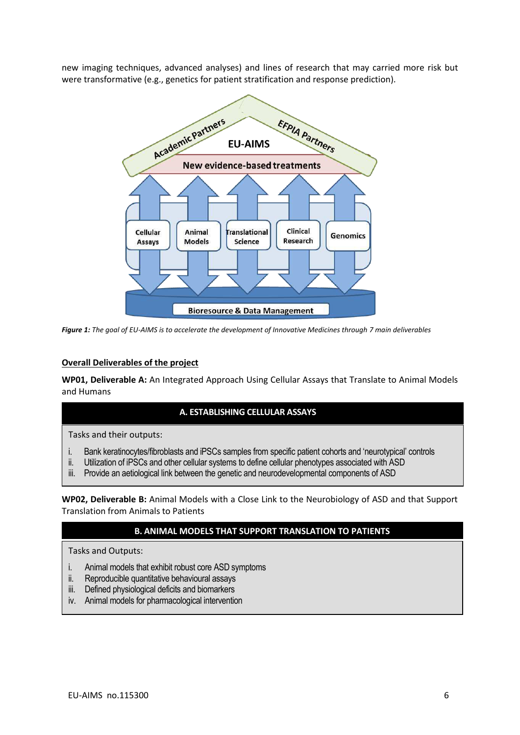new imaging techniques, advanced analyses) and lines of research that may carried more risk but were transformative (e.g., genetics for patient stratification and response prediction).

*Figure 1: The goal of EU-AIMS is to accelerate the development of Innovative Medicines through 7 main deliverables*

**Overall Deliverables of the project**

**WP01, Deliverable A:** An Integrated Approach Using Cellular Assays that Translate to Animal Models and Humans

| A. ESTABLISHING CELLULAR ASSAYS |
|---|
| Tasks and their outputs:<br>i. Bank keratinocytes/fibroblasts and iPSCs samples from specific patient cohorts and 'neurotypical' controls<br>ii. Utilization of iPSCs and other cellular systems to define cellular phenotypes associated with ASD<br>iii. Provide an aetiological link between the genetic and neurodevelopmental components of ASD |

**WP02, Deliverable B:** Animal Models with a Close Link to the Neurobiology of ASD and that Support Translation from Animals to Patients

| B. ANIMAL MODELS THAT SUPPORT TRANSLATION TO PATIENTS |
|---|
| Tasks and Outputs:<br>i. Animal models that exhibit robust core ASD symptoms<br>ii. Reproducible quantitative behavioural assays<br>iii. Defined physiological deficits and biomarkers<br>iv. Animal models for pharmacological intervention |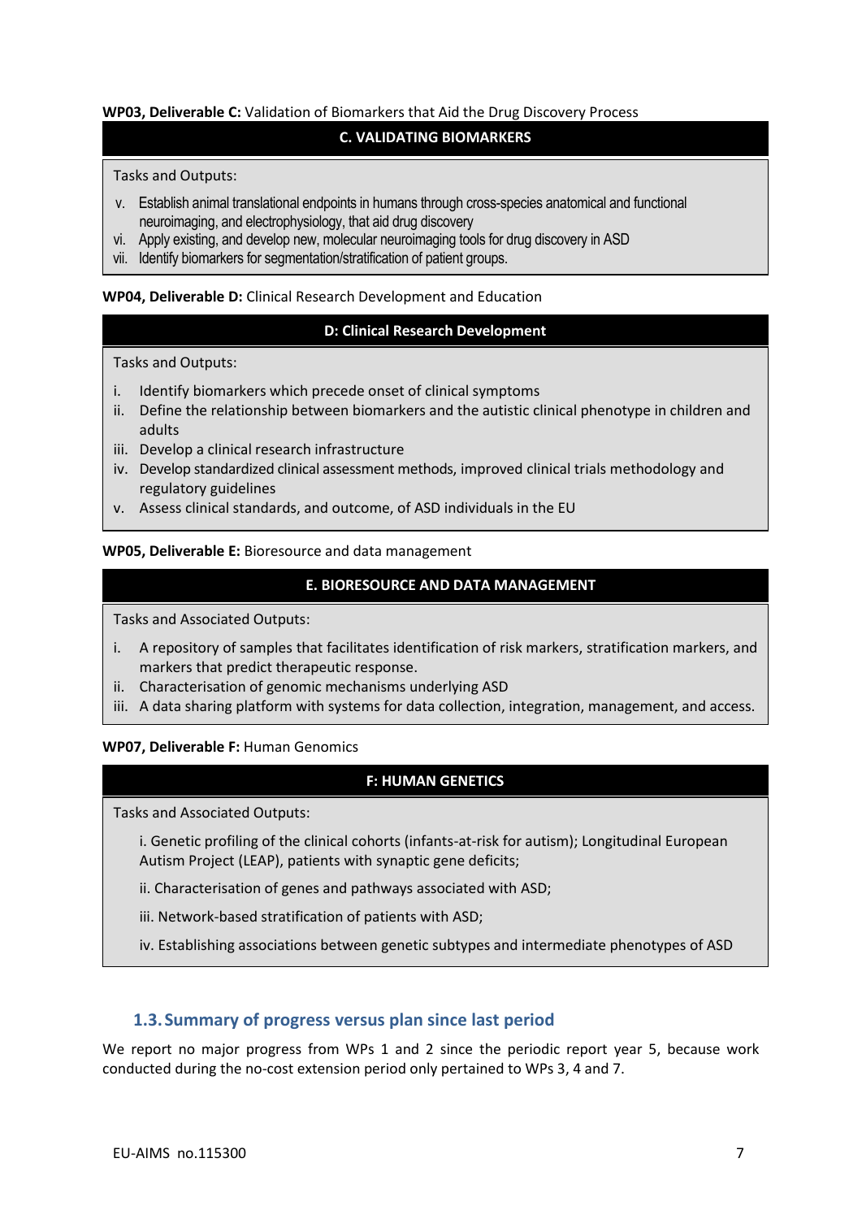**WP03, Deliverable C:** Validation of Biomarkers that Aid the Drug Discovery Process

| **C. VALIDATING BIOMARKERS** |
|---|
| Tasks and Outputs:<br>v. Establish animal translational endpoints in humans through cross-species anatomical and functional neuroimaging, and electrophysiology, that aid drug discovery<br>vi. Apply existing, and develop new, molecular neuroimaging tools for drug discovery in ASD<br>vii. Identify biomarkers for segmentation/stratification of patient groups. |

**WP04, Deliverable D:** Clinical Research Development and Education

| **D: Clinical Research Development** |
|---|
| Tasks and Outputs:<br>i. Identify biomarkers which precede onset of clinical symptoms<br>ii. Define the relationship between biomarkers and the autistic clinical phenotype in children and adults<br>iii. Develop a clinical research infrastructure<br>iv. Develop standardized clinical assessment methods, improved clinical trials methodology and regulatory guidelines<br>v. Assess clinical standards, and outcome, of ASD individuals in the EU |

**WP05, Deliverable E:** Bioresource and data management

| **E. BIORESOURCE AND DATA MANAGEMENT** |
|---|
| Tasks and Associated Outputs:<br>i. A repository of samples that facilitates identification of risk markers, stratification markers, and markers that predict therapeutic response.<br>ii. Characterisation of genomic mechanisms underlying ASD<br>iii. A data sharing platform with systems for data collection, integration, management, and access. |

**WP07, Deliverable F:** Human Genomics

| **F: HUMAN GENETICS** |
|---|
| Tasks and Associated Outputs:<br>i. Genetic profiling of the clinical cohorts (infants-at-risk for autism); Longitudinal European Autism Project (LEAP), patients with synaptic gene deficits;<br>ii. Characterisation of genes and pathways associated with ASD;<br>iii. Network-based stratification of patients with ASD;<br>iv. Establishing associations between genetic subtypes and intermediate phenotypes of ASD |

## 1.3. Summary of progress versus plan since last period

We report no major progress from WPs 1 and 2 since the periodic report year 5, because work conducted during the no-cost extension period only pertained to WPs 3, 4 and 7.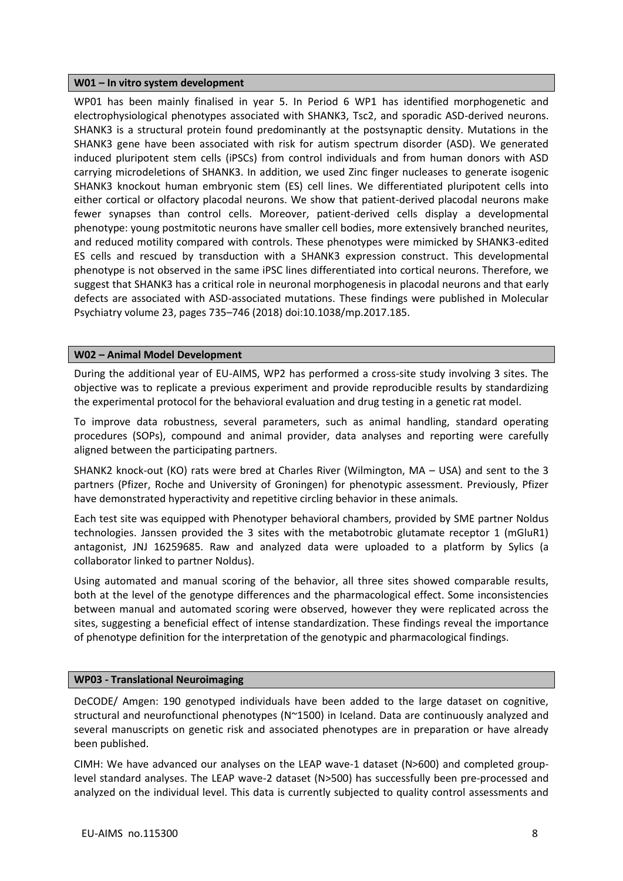### W01 – In vitro system development

WP01 has been mainly finalised in year 5. In Period 6 WP1 has identified morphogenetic and electrophysiological phenotypes associated with SHANK3, Tsc2, and sporadic ASD-derived neurons. SHANK3 is a structural protein found predominantly at the postsynaptic density. Mutations in the SHANK3 gene have been associated with risk for autism spectrum disorder (ASD). We generated induced pluripotent stem cells (iPSCs) from control individuals and from human donors with ASD carrying microdeletions of SHANK3. In addition, we used Zinc finger nucleases to generate isogenic SHANK3 knockout human embryonic stem (ES) cell lines. We differentiated pluripotent cells into either cortical or olfactory placodal neurons. We show that patient-derived placodal neurons make fewer synapses than control cells. Moreover, patient-derived cells display a developmental phenotype: young postmitotic neurons have smaller cell bodies, more extensively branched neurites, and reduced motility compared with controls. These phenotypes were mimicked by SHANK3-edited ES cells and rescued by transduction with a SHANK3 expression construct. This developmental phenotype is not observed in the same iPSC lines differentiated into cortical neurons. Therefore, we suggest that SHANK3 has a critical role in neuronal morphogenesis in placodal neurons and that early defects are associated with ASD-associated mutations. These findings were published in Molecular Psychiatry volume 23, pages 735–746 (2018) doi:10.1038/mp.2017.185.

### W02 – Animal Model Development

During the additional year of EU-AIMS, WP2 has performed a cross-site study involving 3 sites. The objective was to replicate a previous experiment and provide reproducible results by standardizing the experimental protocol for the behavioral evaluation and drug testing in a genetic rat model.

To improve data robustness, several parameters, such as animal handling, standard operating procedures (SOPs), compound and animal provider, data analyses and reporting were carefully aligned between the participating partners.

SHANK2 knock-out (KO) rats were bred at Charles River (Wilmington, MA – USA) and sent to the 3 partners (Pfizer, Roche and University of Groningen) for phenotypic assessment. Previously, Pfizer have demonstrated hyperactivity and repetitive circling behavior in these animals.

Each test site was equipped with Phenotyper behavioral chambers, provided by SME partner Noldus technologies. Janssen provided the 3 sites with the metabotrobic glutamate receptor 1 (mGluR1) antagonist, JNJ 16259685. Raw and analyzed data were uploaded to a platform by Sylics (a collaborator linked to partner Noldus).

Using automated and manual scoring of the behavior, all three sites showed comparable results, both at the level of the genotype differences and the pharmacological effect. Some inconsistencies between manual and automated scoring were observed, however they were replicated across the sites, suggesting a beneficial effect of intense standardization. These findings reveal the importance of phenotype definition for the interpretation of the genotypic and pharmacological findings.

### WP03 - Translational Neuroimaging

DeCODE/ Amgen: 190 genotyped individuals have been added to the large dataset on cognitive, structural and neurofunctional phenotypes (N~1500) in Iceland. Data are continuously analyzed and several manuscripts on genetic risk and associated phenotypes are in preparation or have already been published.

CIMH: We have advanced our analyses on the LEAP wave-1 dataset (N>600) and completed group-level standard analyses. The LEAP wave-2 dataset (N>500) has successfully been pre-processed and analyzed on the individual level. This data is currently subjected to quality control assessments and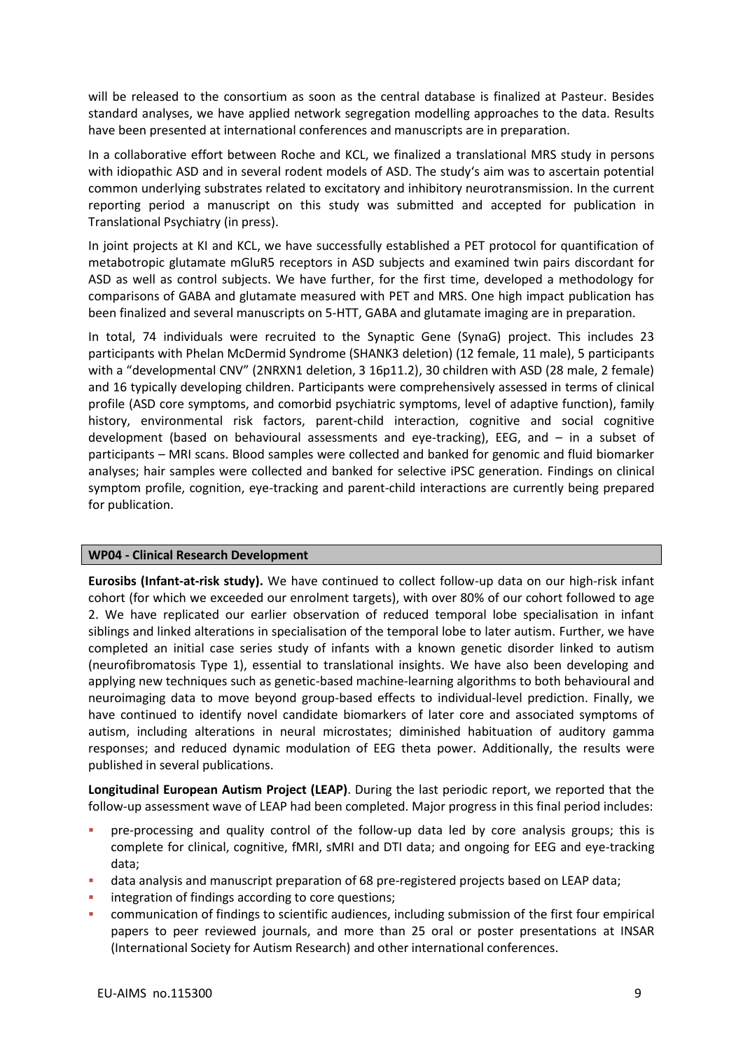will be released to the consortium as soon as the central database is finalized at Pasteur. Besides standard analyses, we have applied network segregation modelling approaches to the data. Results have been presented at international conferences and manuscripts are in preparation.

In a collaborative effort between Roche and KCL, we finalized a translational MRS study in persons with idiopathic ASD and in several rodent models of ASD. The study's aim was to ascertain potential common underlying substrates related to excitatory and inhibitory neurotransmission. In the current reporting period a manuscript on this study was submitted and accepted for publication in Translational Psychiatry (in press).

In joint projects at KI and KCL, we have successfully established a PET protocol for quantification of metabotropic glutamate mGluR5 receptors in ASD subjects and examined twin pairs discordant for ASD as well as control subjects. We have further, for the first time, developed a methodology for comparisons of GABA and glutamate measured with PET and MRS. One high impact publication has been finalized and several manuscripts on 5-HTT, GABA and glutamate imaging are in preparation.

In total, 74 individuals were recruited to the Synaptic Gene (SynaG) project. This includes 23 participants with Phelan McDermid Syndrome (SHANK3 deletion) (12 female, 11 male), 5 participants with a "developmental CNV" (2NRXN1 deletion, 3 16p11.2), 30 children with ASD (28 male, 2 female) and 16 typically developing children. Participants were comprehensively assessed in terms of clinical profile (ASD core symptoms, and comorbid psychiatric symptoms, level of adaptive function), family history, environmental risk factors, parent-child interaction, cognitive and social cognitive development (based on behavioural assessments and eye-tracking), EEG, and – in a subset of participants – MRI scans. Blood samples were collected and banked for genomic and fluid biomarker analyses; hair samples were collected and banked for selective iPSC generation. Findings on clinical symptom profile, cognition, eye-tracking and parent-child interactions are currently being prepared for publication.

## WP04 - Clinical Research Development

**Eurosibs (Infant-at-risk study).** We have continued to collect follow-up data on our high-risk infant cohort (for which we exceeded our enrolment targets), with over 80% of our cohort followed to age 2. We have replicated our earlier observation of reduced temporal lobe specialisation in infant siblings and linked alterations in specialisation of the temporal lobe to later autism. Further, we have completed an initial case series study of infants with a known genetic disorder linked to autism (neurofibromatosis Type 1), essential to translational insights. We have also been developing and applying new techniques such as genetic-based machine-learning algorithms to both behavioural and neuroimaging data to move beyond group-based effects to individual-level prediction. Finally, we have continued to identify novel candidate biomarkers of later core and associated symptoms of autism, including alterations in neural microstates; diminished habituation of auditory gamma responses; and reduced dynamic modulation of EEG theta power. Additionally, the results were published in several publications.

**Longitudinal European Autism Project (LEAP)**. During the last periodic report, we reported that the follow-up assessment wave of LEAP had been completed. Major progress in this final period includes:

- pre-processing and quality control of the follow-up data led by core analysis groups; this is complete for clinical, cognitive, fMRI, sMRI and DTI data; and ongoing for EEG and eye-tracking data;
- data analysis and manuscript preparation of 68 pre-registered projects based on LEAP data;
- integration of findings according to core questions;
- communication of findings to scientific audiences, including submission of the first four empirical papers to peer reviewed journals, and more than 25 oral or poster presentations at INSAR (International Society for Autism Research) and other international conferences.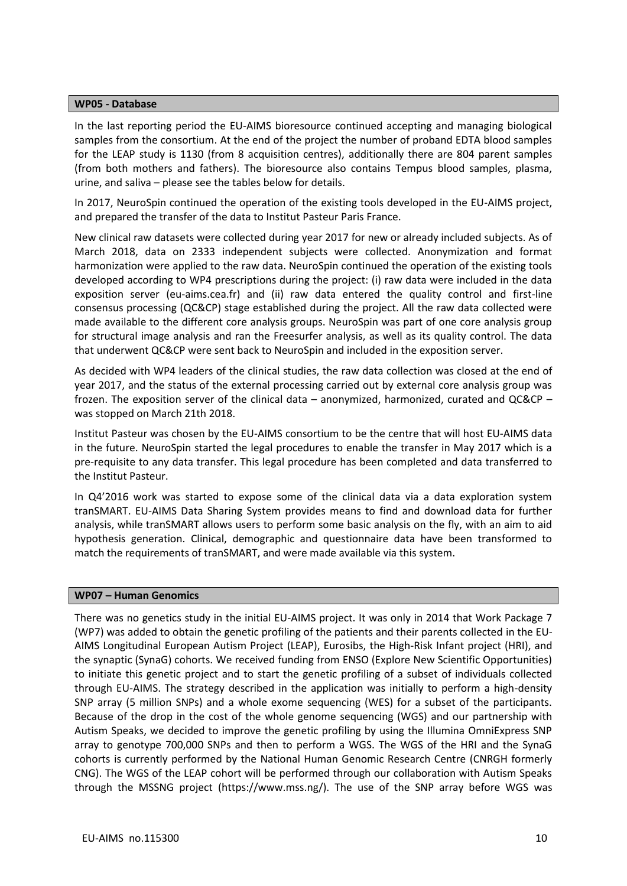## WP05 - Database

In the last reporting period the EU-AIMS bioresource continued accepting and managing biological samples from the consortium. At the end of the project the number of proband EDTA blood samples for the LEAP study is 1130 (from 8 acquisition centres), additionally there are 804 parent samples (from both mothers and fathers). The bioresource also contains Tempus blood samples, plasma, urine, and saliva – please see the tables below for details.

In 2017, NeuroSpin continued the operation of the existing tools developed in the EU-AIMS project, and prepared the transfer of the data to Institut Pasteur Paris France.

New clinical raw datasets were collected during year 2017 for new or already included subjects. As of March 2018, data on 2333 independent subjects were collected. Anonymization and format harmonization were applied to the raw data. NeuroSpin continued the operation of the existing tools developed according to WP4 prescriptions during the project: (i) raw data were included in the data exposition server (eu-aims.cea.fr) and (ii) raw data entered the quality control and first-line consensus processing (QC&CP) stage established during the project. All the raw data collected were made available to the different core analysis groups. NeuroSpin was part of one core analysis group for structural image analysis and ran the Freesurfer analysis, as well as its quality control. The data that underwent QC&CP were sent back to NeuroSpin and included in the exposition server.

As decided with WP4 leaders of the clinical studies, the raw data collection was closed at the end of year 2017, and the status of the external processing carried out by external core analysis group was frozen. The exposition server of the clinical data – anonymized, harmonized, curated and QC&CP – was stopped on March 21th 2018.

Institut Pasteur was chosen by the EU-AIMS consortium to be the centre that will host EU-AIMS data in the future. NeuroSpin started the legal procedures to enable the transfer in May 2017 which is a pre-requisite to any data transfer. This legal procedure has been completed and data transferred to the Institut Pasteur.

In Q4'2016 work was started to expose some of the clinical data via a data exploration system tranSMART. EU-AIMS Data Sharing System provides means to find and download data for further analysis, while tranSMART allows users to perform some basic analysis on the fly, with an aim to aid hypothesis generation. Clinical, demographic and questionnaire data have been transformed to match the requirements of tranSMART, and were made available via this system.

## WP07 – Human Genomics

There was no genetics study in the initial EU-AIMS project. It was only in 2014 that Work Package 7 (WP7) was added to obtain the genetic profiling of the patients and their parents collected in the EU-AIMS Longitudinal European Autism Project (LEAP), Eurosibs, the High-Risk Infant project (HRI), and the synaptic (SynaG) cohorts. We received funding from ENSO (Explore New Scientific Opportunities) to initiate this genetic project and to start the genetic profiling of a subset of individuals collected through EU-AIMS. The strategy described in the application was initially to perform a high-density SNP array (5 million SNPs) and a whole exome sequencing (WES) for a subset of the participants. Because of the drop in the cost of the whole genome sequencing (WGS) and our partnership with Autism Speaks, we decided to improve the genetic profiling by using the Illumina OmniExpress SNP array to genotype 700,000 SNPs and then to perform a WGS. The WGS of the HRI and the SynaG cohorts is currently performed by the National Human Genomic Research Centre (CNRGH formerly CNG). The WGS of the LEAP cohort will be performed through our collaboration with Autism Speaks through the MSSNG project (https://www.mss.ng/). The use of the SNP array before WGS was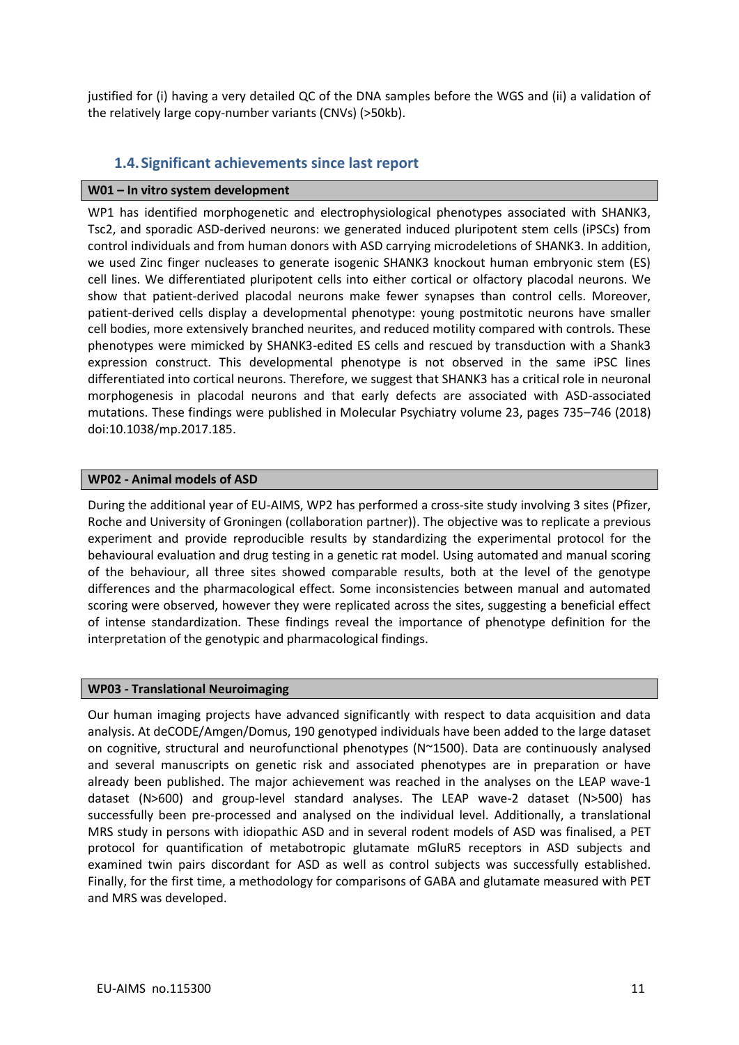justified for (i) having a very detailed QC of the DNA samples before the WGS and (ii) a validation of the relatively large copy-number variants (CNVs) (>50kb).

## 1.4. Significant achievements since last report

**W01 – In vitro system development**

WP1 has identified morphogenetic and electrophysiological phenotypes associated with SHANK3, Tsc2, and sporadic ASD-derived neurons: we generated induced pluripotent stem cells (iPSCs) from control individuals and from human donors with ASD carrying microdeletions of SHANK3. In addition, we used Zinc finger nucleases to generate isogenic SHANK3 knockout human embryonic stem (ES) cell lines. We differentiated pluripotent cells into either cortical or olfactory placodal neurons. We show that patient-derived placodal neurons make fewer synapses than control cells. Moreover, patient-derived cells display a developmental phenotype: young postmitotic neurons have smaller cell bodies, more extensively branched neurites, and reduced motility compared with controls. These phenotypes were mimicked by SHANK3-edited ES cells and rescued by transduction with a Shank3 expression construct. This developmental phenotype is not observed in the same iPSC lines differentiated into cortical neurons. Therefore, we suggest that SHANK3 has a critical role in neuronal morphogenesis in placodal neurons and that early defects are associated with ASD-associated mutations. These findings were published in Molecular Psychiatry volume 23, pages 735–746 (2018) doi:10.1038/mp.2017.185.

**WP02 - Animal models of ASD**

During the additional year of EU-AIMS, WP2 has performed a cross-site study involving 3 sites (Pfizer, Roche and University of Groningen (collaboration partner)). The objective was to replicate a previous experiment and provide reproducible results by standardizing the experimental protocol for the behavioural evaluation and drug testing in a genetic rat model. Using automated and manual scoring of the behaviour, all three sites showed comparable results, both at the level of the genotype differences and the pharmacological effect. Some inconsistencies between manual and automated scoring were observed, however they were replicated across the sites, suggesting a beneficial effect of intense standardization. These findings reveal the importance of phenotype definition for the interpretation of the genotypic and pharmacological findings.

**WP03 - Translational Neuroimaging**

Our human imaging projects have advanced significantly with respect to data acquisition and data analysis. At deCODE/Amgen/Domus, 190 genotyped individuals have been added to the large dataset on cognitive, structural and neurofunctional phenotypes (N~1500). Data are continuously analysed and several manuscripts on genetic risk and associated phenotypes are in preparation or have already been published. The major achievement was reached in the analyses on the LEAP wave-1 dataset (N>600) and group-level standard analyses. The LEAP wave-2 dataset (N>500) has successfully been pre-processed and analysed on the individual level. Additionally, a translational MRS study in persons with idiopathic ASD and in several rodent models of ASD was finalised, a PET protocol for quantification of metabotropic glutamate mGluR5 receptors in ASD subjects and examined twin pairs discordant for ASD as well as control subjects was successfully established. Finally, for the first time, a methodology for comparisons of GABA and glutamate measured with PET and MRS was developed.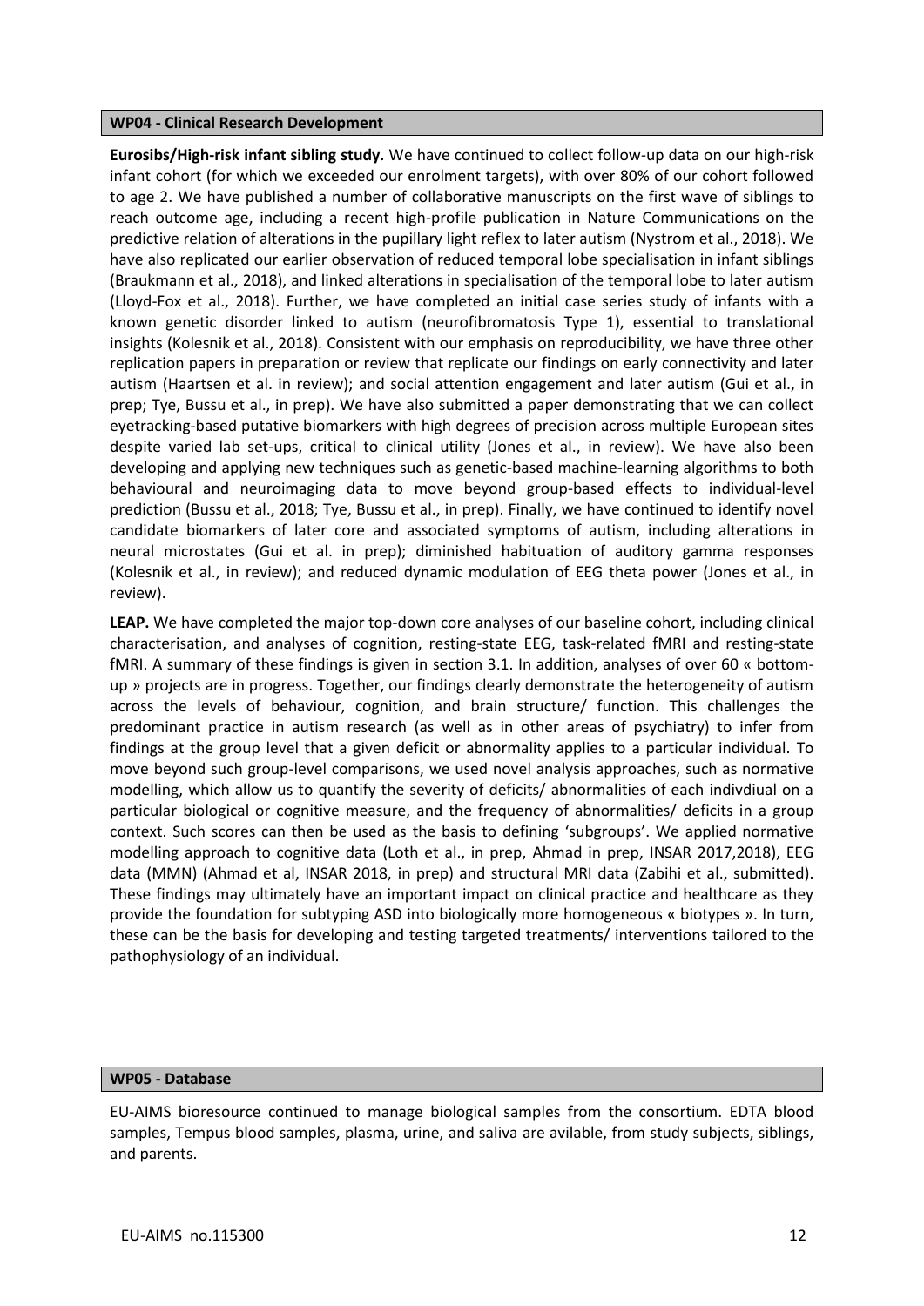## WP04 - Clinical Research Development

**Eurosibs/High-risk infant sibling study.** We have continued to collect follow-up data on our high-risk infant cohort (for which we exceeded our enrolment targets), with over 80% of our cohort followed to age 2. We have published a number of collaborative manuscripts on the first wave of siblings to reach outcome age, including a recent high-profile publication in Nature Communications on the predictive relation of alterations in the pupillary light reflex to later autism (Nystrom et al., 2018). We have also replicated our earlier observation of reduced temporal lobe specialisation in infant siblings (Braukmann et al., 2018), and linked alterations in specialisation of the temporal lobe to later autism (Lloyd-Fox et al., 2018). Further, we have completed an initial case series study of infants with a known genetic disorder linked to autism (neurofibromatosis Type 1), essential to translational insights (Kolesnik et al., 2018). Consistent with our emphasis on reproducibility, we have three other replication papers in preparation or review that replicate our findings on early connectivity and later autism (Haartsen et al. in review); and social attention engagement and later autism (Gui et al., in prep; Tye, Bussu et al., in prep). We have also submitted a paper demonstrating that we can collect eyetracking-based putative biomarkers with high degrees of precision across multiple European sites despite varied lab set-ups, critical to clinical utility (Jones et al., in review). We have also been developing and applying new techniques such as genetic-based machine-learning algorithms to both behavioural and neuroimaging data to move beyond group-based effects to individual-level prediction (Bussu et al., 2018; Tye, Bussu et al., in prep). Finally, we have continued to identify novel candidate biomarkers of later core and associated symptoms of autism, including alterations in neural microstates (Gui et al. in prep); diminished habituation of auditory gamma responses (Kolesnik et al., in review); and reduced dynamic modulation of EEG theta power (Jones et al., in review).

**LEAP.** We have completed the major top-down core analyses of our baseline cohort, including clinical characterisation, and analyses of cognition, resting-state EEG, task-related fMRI and resting-state fMRI. A summary of these findings is given in section 3.1. In addition, analyses of over 60 « bottom-up » projects are in progress. Together, our findings clearly demonstrate the heterogeneity of autism across the levels of behaviour, cognition, and brain structure/ function. This challenges the predominant practice in autism research (as well as in other areas of psychiatry) to infer from findings at the group level that a given deficit or abnormality applies to a particular individual. To move beyond such group-level comparisons, we used novel analysis approaches, such as normative modelling, which allow us to quantify the severity of deficits/ abnormalities of each indivdiual on a particular biological or cognitive measure, and the frequency of abnormalities/ deficits in a group context. Such scores can then be used as the basis to defining 'subgroups'. We applied normative modelling approach to cognitive data (Loth et al., in prep, Ahmad in prep, INSAR 2017,2018), EEG data (MMN) (Ahmad et al, INSAR 2018, in prep) and structural MRI data (Zabihi et al., submitted). These findings may ultimately have an important impact on clinical practice and healthcare as they provide the foundation for subtyping ASD into biologically more homogeneous « biotypes ». In turn, these can be the basis for developing and testing targeted treatments/ interventions tailored to the pathophysiology of an individual.

## WP05 - Database

EU-AIMS bioresource continued to manage biological samples from the consortium. EDTA blood samples, Tempus blood samples, plasma, urine, and saliva are avilable, from study subjects, siblings, and parents.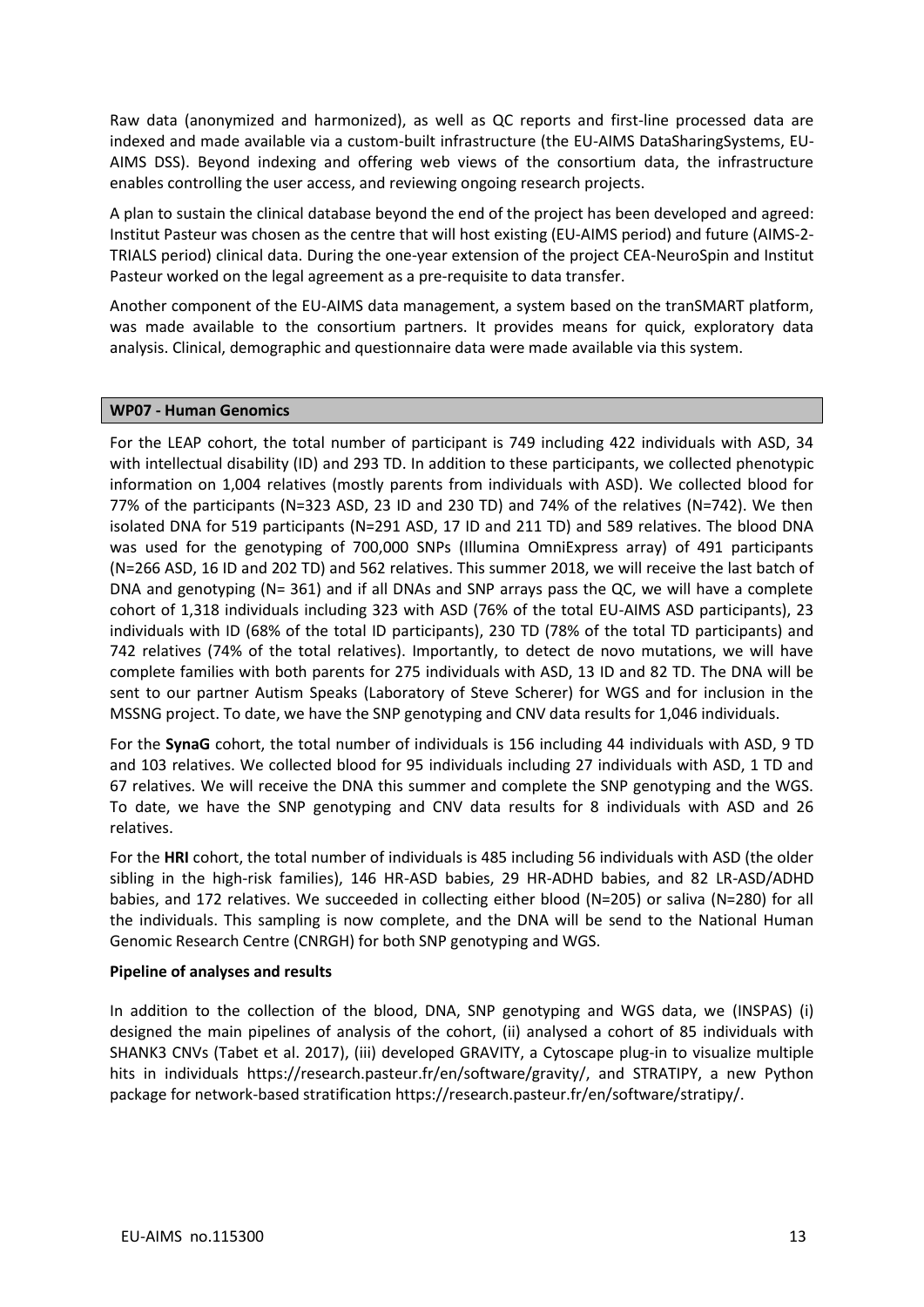Raw data (anonymized and harmonized), as well as QC reports and first-line processed data are indexed and made available via a custom-built infrastructure (the EU-AIMS DataSharingSystems, EU-AIMS DSS). Beyond indexing and offering web views of the consortium data, the infrastructure enables controlling the user access, and reviewing ongoing research projects.

A plan to sustain the clinical database beyond the end of the project has been developed and agreed: Institut Pasteur was chosen as the centre that will host existing (EU-AIMS period) and future (AIMS-2-TRIALS period) clinical data. During the one-year extension of the project CEA-NeuroSpin and Institut Pasteur worked on the legal agreement as a pre-requisite to data transfer.

Another component of the EU-AIMS data management, a system based on the tranSMART platform, was made available to the consortium partners. It provides means for quick, exploratory data analysis. Clinical, demographic and questionnaire data were made available via this system.

## WP07 - Human Genomics

For the LEAP cohort, the total number of participant is 749 including 422 individuals with ASD, 34 with intellectual disability (ID) and 293 TD. In addition to these participants, we collected phenotypic information on 1,004 relatives (mostly parents from individuals with ASD). We collected blood for 77% of the participants (N=323 ASD, 23 ID and 230 TD) and 74% of the relatives (N=742). We then isolated DNA for 519 participants (N=291 ASD, 17 ID and 211 TD) and 589 relatives. The blood DNA was used for the genotyping of 700,000 SNPs (Illumina OmniExpress array) of 491 participants (N=266 ASD, 16 ID and 202 TD) and 562 relatives. This summer 2018, we will receive the last batch of DNA and genotyping (N= 361) and if all DNAs and SNP arrays pass the QC, we will have a complete cohort of 1,318 individuals including 323 with ASD (76% of the total EU-AIMS ASD participants), 23 individuals with ID (68% of the total ID participants), 230 TD (78% of the total TD participants) and 742 relatives (74% of the total relatives). Importantly, to detect de novo mutations, we will have complete families with both parents for 275 individuals with ASD, 13 ID and 82 TD. The DNA will be sent to our partner Autism Speaks (Laboratory of Steve Scherer) for WGS and for inclusion in the MSSNG project. To date, we have the SNP genotyping and CNV data results for 1,046 individuals.

For the **SynaG** cohort, the total number of individuals is 156 including 44 individuals with ASD, 9 TD and 103 relatives. We collected blood for 95 individuals including 27 individuals with ASD, 1 TD and 67 relatives. We will receive the DNA this summer and complete the SNP genotyping and the WGS. To date, we have the SNP genotyping and CNV data results for 8 individuals with ASD and 26 relatives.

For the **HRI** cohort, the total number of individuals is 485 including 56 individuals with ASD (the older sibling in the high-risk families), 146 HR-ASD babies, 29 HR-ADHD babies, and 82 LR-ASD/ADHD babies, and 172 relatives. We succeeded in collecting either blood (N=205) or saliva (N=280) for all the individuals. This sampling is now complete, and the DNA will be send to the National Human Genomic Research Centre (CNRGH) for both SNP genotyping and WGS.

**Pipeline of analyses and results**

In addition to the collection of the blood, DNA, SNP genotyping and WGS data, we (INSPAS) (i) designed the main pipelines of analysis of the cohort, (ii) analysed a cohort of 85 individuals with SHANK3 CNVs (Tabet et al. 2017), (iii) developed GRAVITY, a Cytoscape plug-in to visualize multiple hits in individuals https://research.pasteur.fr/en/software/gravity/, and STRATIPY, a new Python package for network-based stratification https://research.pasteur.fr/en/software/stratipy/.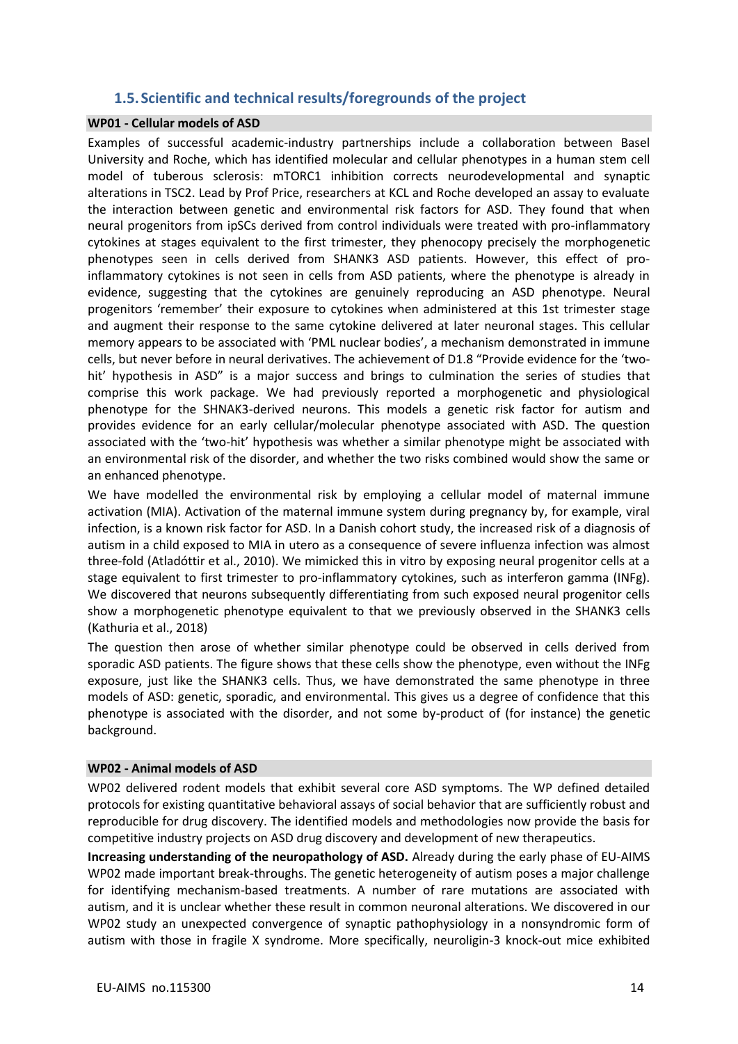## 1.5. Scientific and technical results/foregrounds of the project

### WP01 - Cellular models of ASD

Examples of successful academic-industry partnerships include a collaboration between Basel University and Roche, which has identified molecular and cellular phenotypes in a human stem cell model of tuberous sclerosis: mTORC1 inhibition corrects neurodevelopmental and synaptic alterations in TSC2. Lead by Prof Price, researchers at KCL and Roche developed an assay to evaluate the interaction between genetic and environmental risk factors for ASD. They found that when neural progenitors from ipSCs derived from control individuals were treated with pro-inflammatory cytokines at stages equivalent to the first trimester, they phenocopy precisely the morphogenetic phenotypes seen in cells derived from SHANK3 ASD patients. However, this effect of pro-inflammatory cytokines is not seen in cells from ASD patients, where the phenotype is already in evidence, suggesting that the cytokines are genuinely reproducing an ASD phenotype. Neural progenitors 'remember' their exposure to cytokines when administered at this 1st trimester stage and augment their response to the same cytokine delivered at later neuronal stages. This cellular memory appears to be associated with 'PML nuclear bodies', a mechanism demonstrated in immune cells, but never before in neural derivatives. The achievement of D1.8 "Provide evidence for the 'two-hit' hypothesis in ASD" is a major success and brings to culmination the series of studies that comprise this work package. We had previously reported a morphogenetic and physiological phenotype for the SHNAK3-derived neurons. This models a genetic risk factor for autism and provides evidence for an early cellular/molecular phenotype associated with ASD. The question associated with the 'two-hit' hypothesis was whether a similar phenotype might be associated with an environmental risk of the disorder, and whether the two risks combined would show the same or an enhanced phenotype.

We have modelled the environmental risk by employing a cellular model of maternal immune activation (MIA). Activation of the maternal immune system during pregnancy by, for example, viral infection, is a known risk factor for ASD. In a Danish cohort study, the increased risk of a diagnosis of autism in a child exposed to MIA in utero as a consequence of severe influenza infection was almost three-fold (Atladóttir et al., 2010). We mimicked this in vitro by exposing neural progenitor cells at a stage equivalent to first trimester to pro-inflammatory cytokines, such as interferon gamma (INFg). We discovered that neurons subsequently differentiating from such exposed neural progenitor cells show a morphogenetic phenotype equivalent to that we previously observed in the SHANK3 cells (Kathuria et al., 2018)

The question then arose of whether similar phenotype could be observed in cells derived from sporadic ASD patients. The figure shows that these cells show the phenotype, even without the INFg exposure, just like the SHANK3 cells. Thus, we have demonstrated the same phenotype in three models of ASD: genetic, sporadic, and environmental. This gives us a degree of confidence that this phenotype is associated with the disorder, and not some by-product of (for instance) the genetic background.

### WP02 - Animal models of ASD

WP02 delivered rodent models that exhibit several core ASD symptoms. The WP defined detailed protocols for existing quantitative behavioral assays of social behavior that are sufficiently robust and reproducible for drug discovery. The identified models and methodologies now provide the basis for competitive industry projects on ASD drug discovery and development of new therapeutics.

**Increasing understanding of the neuropathology of ASD.** Already during the early phase of EU-AIMS WP02 made important break-throughs. The genetic heterogeneity of autism poses a major challenge for identifying mechanism-based treatments. A number of rare mutations are associated with autism, and it is unclear whether these result in common neuronal alterations. We discovered in our WP02 study an unexpected convergence of synaptic pathophysiology in a nonsyndromic form of autism with those in fragile X syndrome. More specifically, neuroligin-3 knock-out mice exhibited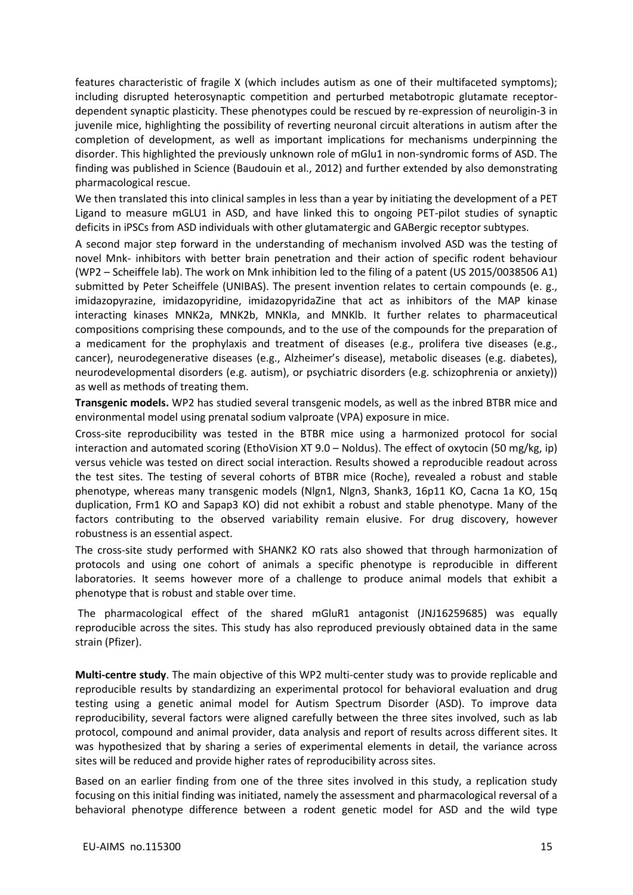features characteristic of fragile X (which includes autism as one of their multifaceted symptoms); including disrupted heterosynaptic competition and perturbed metabotropic glutamate receptor-dependent synaptic plasticity. These phenotypes could be rescued by re-expression of neuroligin-3 in juvenile mice, highlighting the possibility of reverting neuronal circuit alterations in autism after the completion of development, as well as important implications for mechanisms underpinning the disorder. This highlighted the previously unknown role of mGlu1 in non-syndromic forms of ASD. The finding was published in Science (Baudouin et al., 2012) and further extended by also demonstrating pharmacological rescue.

We then translated this into clinical samples in less than a year by initiating the development of a PET Ligand to measure mGLU1 in ASD, and have linked this to ongoing PET-pilot studies of synaptic deficits in iPSCs from ASD individuals with other glutamatergic and GABergic receptor subtypes.

A second major step forward in the understanding of mechanism involved ASD was the testing of novel Mnk- inhibitors with better brain penetration and their action of specific rodent behaviour (WP2 – Scheiffele lab). The work on Mnk inhibition led to the filing of a patent (US 2015/0038506 A1) submitted by Peter Scheiffele (UNIBAS). The present invention relates to certain compounds (e. g., imidazopyrazine, imidazopyridine, imidazopyridaZine that act as inhibitors of the MAP kinase interacting kinases MNK2a, MNK2b, MNKla, and MNKlb. It further relates to pharmaceutical compositions comprising these compounds, and to the use of the compounds for the preparation of a medicament for the prophylaxis and treatment of diseases (e.g., prolifera tive diseases (e.g., cancer), neurodegenerative diseases (e.g., Alzheimer's disease), metabolic diseases (e.g. diabetes), neurodevelopmental disorders (e.g. autism), or psychiatric disorders (e.g. schizophrenia or anxiety)) as well as methods of treating them.

**Transgenic models.** WP2 has studied several transgenic models, as well as the inbred BTBR mice and environmental model using prenatal sodium valproate (VPA) exposure in mice.

Cross-site reproducibility was tested in the BTBR mice using a harmonized protocol for social interaction and automated scoring (EthoVision XT 9.0 – Noldus). The effect of oxytocin (50 mg/kg, ip) versus vehicle was tested on direct social interaction. Results showed a reproducible readout across the test sites. The testing of several cohorts of BTBR mice (Roche), revealed a robust and stable phenotype, whereas many transgenic models (Nlgn1, Nlgn3, Shank3, 16p11 KO, Cacna 1a KO, 15q duplication, Frm1 KO and Sapap3 KO) did not exhibit a robust and stable phenotype. Many of the factors contributing to the observed variability remain elusive. For drug discovery, however robustness is an essential aspect.

The cross-site study performed with SHANK2 KO rats also showed that through harmonization of protocols and using one cohort of animals a specific phenotype is reproducible in different laboratories. It seems however more of a challenge to produce animal models that exhibit a phenotype that is robust and stable over time.

The pharmacological effect of the shared mGluR1 antagonist (JNJ16259685) was equally reproducible across the sites. This study has also reproduced previously obtained data in the same strain (Pfizer).

**Multi-centre study**. The main objective of this WP2 multi-center study was to provide replicable and reproducible results by standardizing an experimental protocol for behavioral evaluation and drug testing using a genetic animal model for Autism Spectrum Disorder (ASD). To improve data reproducibility, several factors were aligned carefully between the three sites involved, such as lab protocol, compound and animal provider, data analysis and report of results across different sites. It was hypothesized that by sharing a series of experimental elements in detail, the variance across sites will be reduced and provide higher rates of reproducibility across sites.

Based on an earlier finding from one of the three sites involved in this study, a replication study focusing on this initial finding was initiated, namely the assessment and pharmacological reversal of a behavioral phenotype difference between a rodent genetic model for ASD and the wild type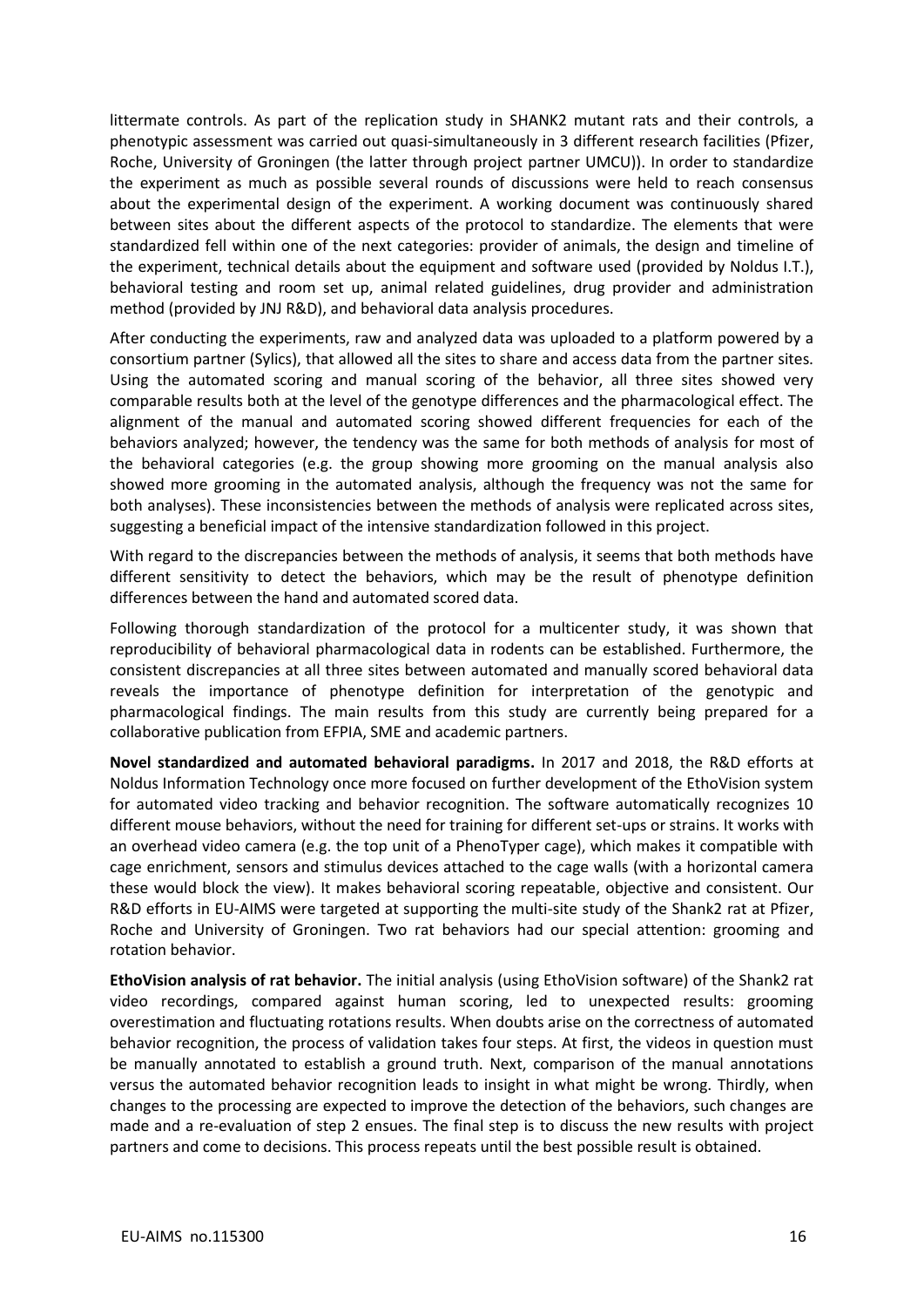littermate controls. As part of the replication study in SHANK2 mutant rats and their controls, a phenotypic assessment was carried out quasi-simultaneously in 3 different research facilities (Pfizer, Roche, University of Groningen (the latter through project partner UMCU)). In order to standardize the experiment as much as possible several rounds of discussions were held to reach consensus about the experimental design of the experiment. A working document was continuously shared between sites about the different aspects of the protocol to standardize. The elements that were standardized fell within one of the next categories: provider of animals, the design and timeline of the experiment, technical details about the equipment and software used (provided by Noldus I.T.), behavioral testing and room set up, animal related guidelines, drug provider and administration method (provided by JNJ R&D), and behavioral data analysis procedures.

After conducting the experiments, raw and analyzed data was uploaded to a platform powered by a consortium partner (Sylics), that allowed all the sites to share and access data from the partner sites. Using the automated scoring and manual scoring of the behavior, all three sites showed very comparable results both at the level of the genotype differences and the pharmacological effect. The alignment of the manual and automated scoring showed different frequencies for each of the behaviors analyzed; however, the tendency was the same for both methods of analysis for most of the behavioral categories (e.g. the group showing more grooming on the manual analysis also showed more grooming in the automated analysis, although the frequency was not the same for both analyses). These inconsistencies between the methods of analysis were replicated across sites, suggesting a beneficial impact of the intensive standardization followed in this project.

With regard to the discrepancies between the methods of analysis, it seems that both methods have different sensitivity to detect the behaviors, which may be the result of phenotype definition differences between the hand and automated scored data.

Following thorough standardization of the protocol for a multicenter study, it was shown that reproducibility of behavioral pharmacological data in rodents can be established. Furthermore, the consistent discrepancies at all three sites between automated and manually scored behavioral data reveals the importance of phenotype definition for interpretation of the genotypic and pharmacological findings. The main results from this study are currently being prepared for a collaborative publication from EFPIA, SME and academic partners.

**Novel standardized and automated behavioral paradigms.** In 2017 and 2018, the R&D efforts at Noldus Information Technology once more focused on further development of the EthoVision system for automated video tracking and behavior recognition. The software automatically recognizes 10 different mouse behaviors, without the need for training for different set-ups or strains. It works with an overhead video camera (e.g. the top unit of a PhenoTyper cage), which makes it compatible with cage enrichment, sensors and stimulus devices attached to the cage walls (with a horizontal camera these would block the view). It makes behavioral scoring repeatable, objective and consistent. Our R&D efforts in EU-AIMS were targeted at supporting the multi-site study of the Shank2 rat at Pfizer, Roche and University of Groningen. Two rat behaviors had our special attention: grooming and rotation behavior.

**EthoVision analysis of rat behavior.** The initial analysis (using EthoVision software) of the Shank2 rat video recordings, compared against human scoring, led to unexpected results: grooming overestimation and fluctuating rotations results. When doubts arise on the correctness of automated behavior recognition, the process of validation takes four steps. At first, the videos in question must be manually annotated to establish a ground truth. Next, comparison of the manual annotations versus the automated behavior recognition leads to insight in what might be wrong. Thirdly, when changes to the processing are expected to improve the detection of the behaviors, such changes are made and a re-evaluation of step 2 ensues. The final step is to discuss the new results with project partners and come to decisions. This process repeats until the best possible result is obtained.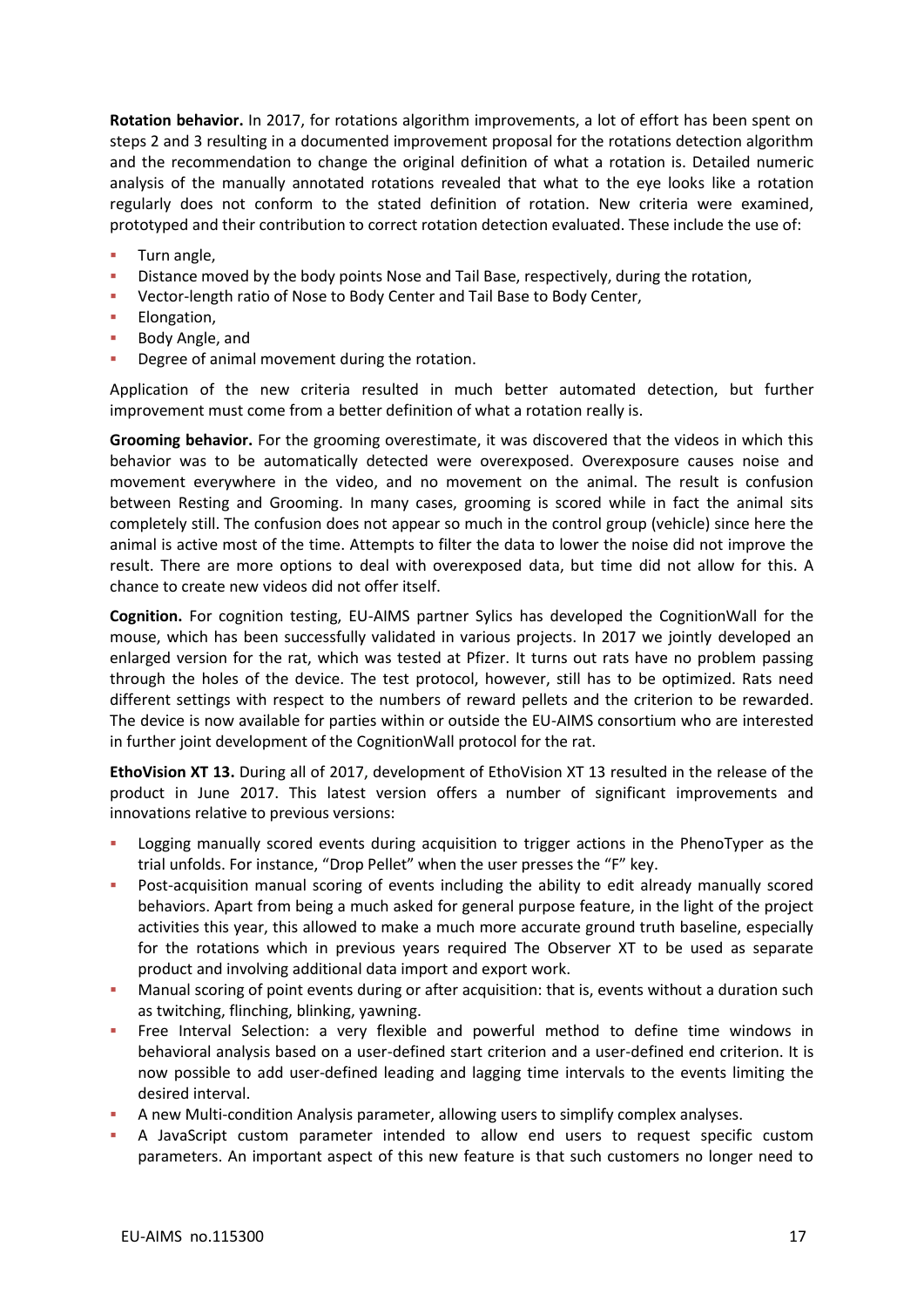**Rotation behavior.** In 2017, for rotations algorithm improvements, a lot of effort has been spent on steps 2 and 3 resulting in a documented improvement proposal for the rotations detection algorithm and the recommendation to change the original definition of what a rotation is. Detailed numeric analysis of the manually annotated rotations revealed that what to the eye looks like a rotation regularly does not conform to the stated definition of rotation. New criteria were examined, prototyped and their contribution to correct rotation detection evaluated. These include the use of:

- Turn angle,
- Distance moved by the body points Nose and Tail Base, respectively, during the rotation,
- Vector-length ratio of Nose to Body Center and Tail Base to Body Center,
- Elongation,
- Body Angle, and
- Degree of animal movement during the rotation.

Application of the new criteria resulted in much better automated detection, but further improvement must come from a better definition of what a rotation really is.

**Grooming behavior.** For the grooming overestimate, it was discovered that the videos in which this behavior was to be automatically detected were overexposed. Overexposure causes noise and movement everywhere in the video, and no movement on the animal. The result is confusion between Resting and Grooming. In many cases, grooming is scored while in fact the animal sits completely still. The confusion does not appear so much in the control group (vehicle) since here the animal is active most of the time. Attempts to filter the data to lower the noise did not improve the result. There are more options to deal with overexposed data, but time did not allow for this. A chance to create new videos did not offer itself.

**Cognition.** For cognition testing, EU-AIMS partner Sylics has developed the CognitionWall for the mouse, which has been successfully validated in various projects. In 2017 we jointly developed an enlarged version for the rat, which was tested at Pfizer. It turns out rats have no problem passing through the holes of the device. The test protocol, however, still has to be optimized. Rats need different settings with respect to the numbers of reward pellets and the criterion to be rewarded. The device is now available for parties within or outside the EU-AIMS consortium who are interested in further joint development of the CognitionWall protocol for the rat.

**EthoVision XT 13.** During all of 2017, development of EthoVision XT 13 resulted in the release of the product in June 2017. This latest version offers a number of significant improvements and innovations relative to previous versions:

- Logging manually scored events during acquisition to trigger actions in the PhenoTyper as the trial unfolds. For instance, "Drop Pellet" when the user presses the "F" key.
- Post-acquisition manual scoring of events including the ability to edit already manually scored behaviors. Apart from being a much asked for general purpose feature, in the light of the project activities this year, this allowed to make a much more accurate ground truth baseline, especially for the rotations which in previous years required The Observer XT to be used as separate product and involving additional data import and export work.
- Manual scoring of point events during or after acquisition: that is, events without a duration such as twitching, flinching, blinking, yawning.
- Free Interval Selection: a very flexible and powerful method to define time windows in behavioral analysis based on a user-defined start criterion and a user-defined end criterion. It is now possible to add user-defined leading and lagging time intervals to the events limiting the desired interval.
- A new Multi-condition Analysis parameter, allowing users to simplify complex analyses.
- A JavaScript custom parameter intended to allow end users to request specific custom parameters. An important aspect of this new feature is that such customers no longer need to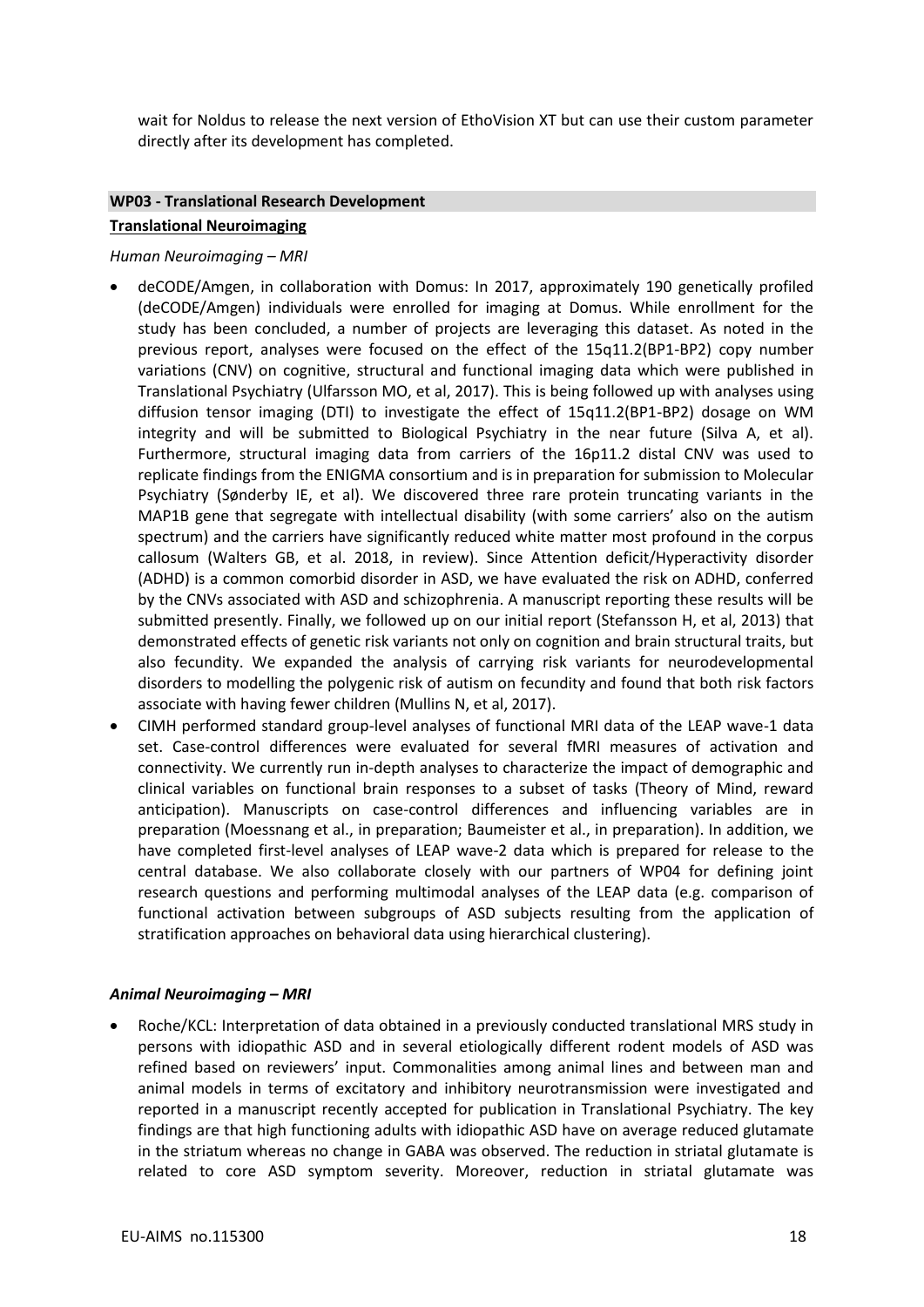wait for Noldus to release the next version of EthoVision XT but can use their custom parameter directly after its development has completed.

## WP03 - Translational Research Development

### Translational Neuroimaging

*Human Neuroimaging – MRI*

- deCODE/Amgen, in collaboration with Domus: In 2017, approximately 190 genetically profiled (deCODE/Amgen) individuals were enrolled for imaging at Domus. While enrollment for the study has been concluded, a number of projects are leveraging this dataset. As noted in the previous report, analyses were focused on the effect of the 15q11.2(BP1-BP2) copy number variations (CNV) on cognitive, structural and functional imaging data which were published in Translational Psychiatry (Ulfarsson MO, et al, 2017). This is being followed up with analyses using diffusion tensor imaging (DTI) to investigate the effect of 15q11.2(BP1-BP2) dosage on WM integrity and will be submitted to Biological Psychiatry in the near future (Silva A, et al). Furthermore, structural imaging data from carriers of the 16p11.2 distal CNV was used to replicate findings from the ENIGMA consortium and is in preparation for submission to Molecular Psychiatry (Sønderby IE, et al). We discovered three rare protein truncating variants in the MAP1B gene that segregate with intellectual disability (with some carriers' also on the autism spectrum) and the carriers have significantly reduced white matter most profound in the corpus callosum (Walters GB, et al. 2018, in review). Since Attention deficit/Hyperactivity disorder (ADHD) is a common comorbid disorder in ASD, we have evaluated the risk on ADHD, conferred by the CNVs associated with ASD and schizophrenia. A manuscript reporting these results will be submitted presently. Finally, we followed up on our initial report (Stefansson H, et al, 2013) that demonstrated effects of genetic risk variants not only on cognition and brain structural traits, but also fecundity. We expanded the analysis of carrying risk variants for neurodevelopmental disorders to modelling the polygenic risk of autism on fecundity and found that both risk factors associate with having fewer children (Mullins N, et al, 2017).
- CIMH performed standard group-level analyses of functional MRI data of the LEAP wave-1 data set. Case-control differences were evaluated for several fMRI measures of activation and connectivity. We currently run in-depth analyses to characterize the impact of demographic and clinical variables on functional brain responses to a subset of tasks (Theory of Mind, reward anticipation). Manuscripts on case-control differences and influencing variables are in preparation (Moessnang et al., in preparation; Baumeister et al., in preparation). In addition, we have completed first-level analyses of LEAP wave-2 data which is prepared for release to the central database. We also collaborate closely with our partners of WP04 for defining joint research questions and performing multimodal analyses of the LEAP data (e.g. comparison of functional activation between subgroups of ASD subjects resulting from the application of stratification approaches on behavioral data using hierarchical clustering).

***Animal Neuroimaging – MRI***

- Roche/KCL: Interpretation of data obtained in a previously conducted translational MRS study in persons with idiopathic ASD and in several etiologically different rodent models of ASD was refined based on reviewers' input. Commonalities among animal lines and between man and animal models in terms of excitatory and inhibitory neurotransmission were investigated and reported in a manuscript recently accepted for publication in Translational Psychiatry. The key findings are that high functioning adults with idiopathic ASD have on average reduced glutamate in the striatum whereas no change in GABA was observed. The reduction in striatal glutamate is related to core ASD symptom severity. Moreover, reduction in striatal glutamate was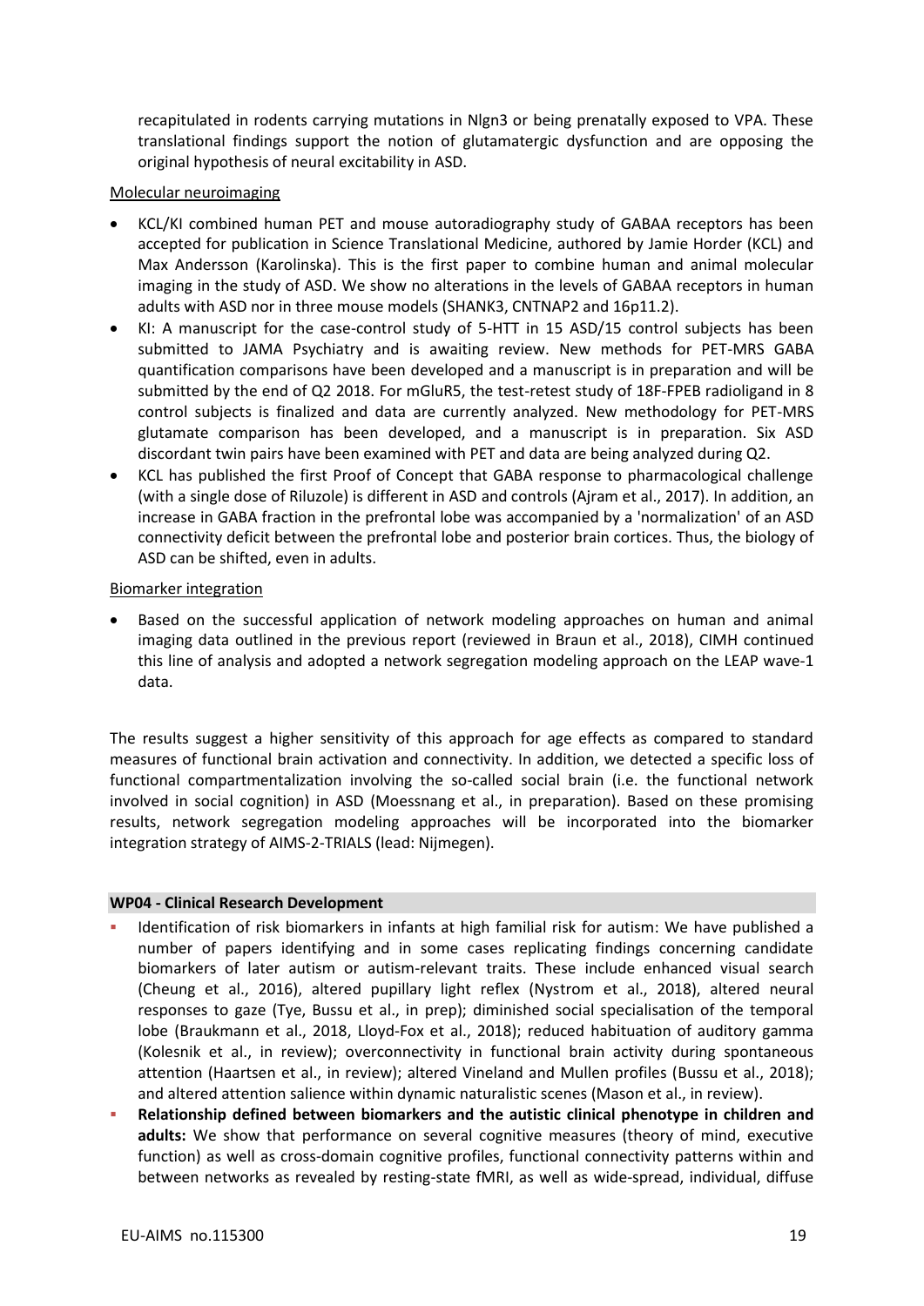recapitulated in rodents carrying mutations in Nlgn3 or being prenatally exposed to VPA. These translational findings support the notion of glutamatergic dysfunction and are opposing the original hypothesis of neural excitability in ASD.

Molecular neuroimaging

- KCL/KI combined human PET and mouse autoradiography study of GABAA receptors has been accepted for publication in Science Translational Medicine, authored by Jamie Horder (KCL) and Max Andersson (Karolinska). This is the first paper to combine human and animal molecular imaging in the study of ASD. We show no alterations in the levels of GABAA receptors in human adults with ASD nor in three mouse models (SHANK3, CNTNAP2 and 16p11.2).
- KI: A manuscript for the case-control study of 5-HTT in 15 ASD/15 control subjects has been submitted to JAMA Psychiatry and is awaiting review. New methods for PET-MRS GABA quantification comparisons have been developed and a manuscript is in preparation and will be submitted by the end of Q2 2018. For mGluR5, the test-retest study of 18F-FPEB radioligand in 8 control subjects is finalized and data are currently analyzed. New methodology for PET-MRS glutamate comparison has been developed, and a manuscript is in preparation. Six ASD discordant twin pairs have been examined with PET and data are being analyzed during Q2.
- KCL has published the first Proof of Concept that GABA response to pharmacological challenge (with a single dose of Riluzole) is different in ASD and controls (Ajram et al., 2017). In addition, an increase in GABA fraction in the prefrontal lobe was accompanied by a 'normalization' of an ASD connectivity deficit between the prefrontal lobe and posterior brain cortices. Thus, the biology of ASD can be shifted, even in adults.

Biomarker integration

- Based on the successful application of network modeling approaches on human and animal imaging data outlined in the previous report (reviewed in Braun et al., 2018), CIMH continued this line of analysis and adopted a network segregation modeling approach on the LEAP wave-1 data.

The results suggest a higher sensitivity of this approach for age effects as compared to standard measures of functional brain activation and connectivity. In addition, we detected a specific loss of functional compartmentalization involving the so-called social brain (i.e. the functional network involved in social cognition) in ASD (Moessnang et al., in preparation). Based on these promising results, network segregation modeling approaches will be incorporated into the biomarker integration strategy of AIMS-2-TRIALS (lead: Nijmegen).

**WP04 - Clinical Research Development**

- Identification of risk biomarkers in infants at high familial risk for autism: We have published a number of papers identifying and in some cases replicating findings concerning candidate biomarkers of later autism or autism-relevant traits. These include enhanced visual search (Cheung et al., 2016), altered pupillary light reflex (Nystrom et al., 2018), altered neural responses to gaze (Tye, Bussu et al., in prep); diminished social specialisation of the temporal lobe (Braukmann et al., 2018, Lloyd-Fox et al., 2018); reduced habituation of auditory gamma (Kolesnik et al., in review); overconnectivity in functional brain activity during spontaneous attention (Haartsen et al., in review); altered Vineland and Mullen profiles (Bussu et al., 2018); and altered attention salience within dynamic naturalistic scenes (Mason et al., in review).
- **Relationship defined between biomarkers and the autistic clinical phenotype in children and adults:** We show that performance on several cognitive measures (theory of mind, executive function) as well as cross-domain cognitive profiles, functional connectivity patterns within and between networks as revealed by resting-state fMRI, as well as wide-spread, individual, diffuse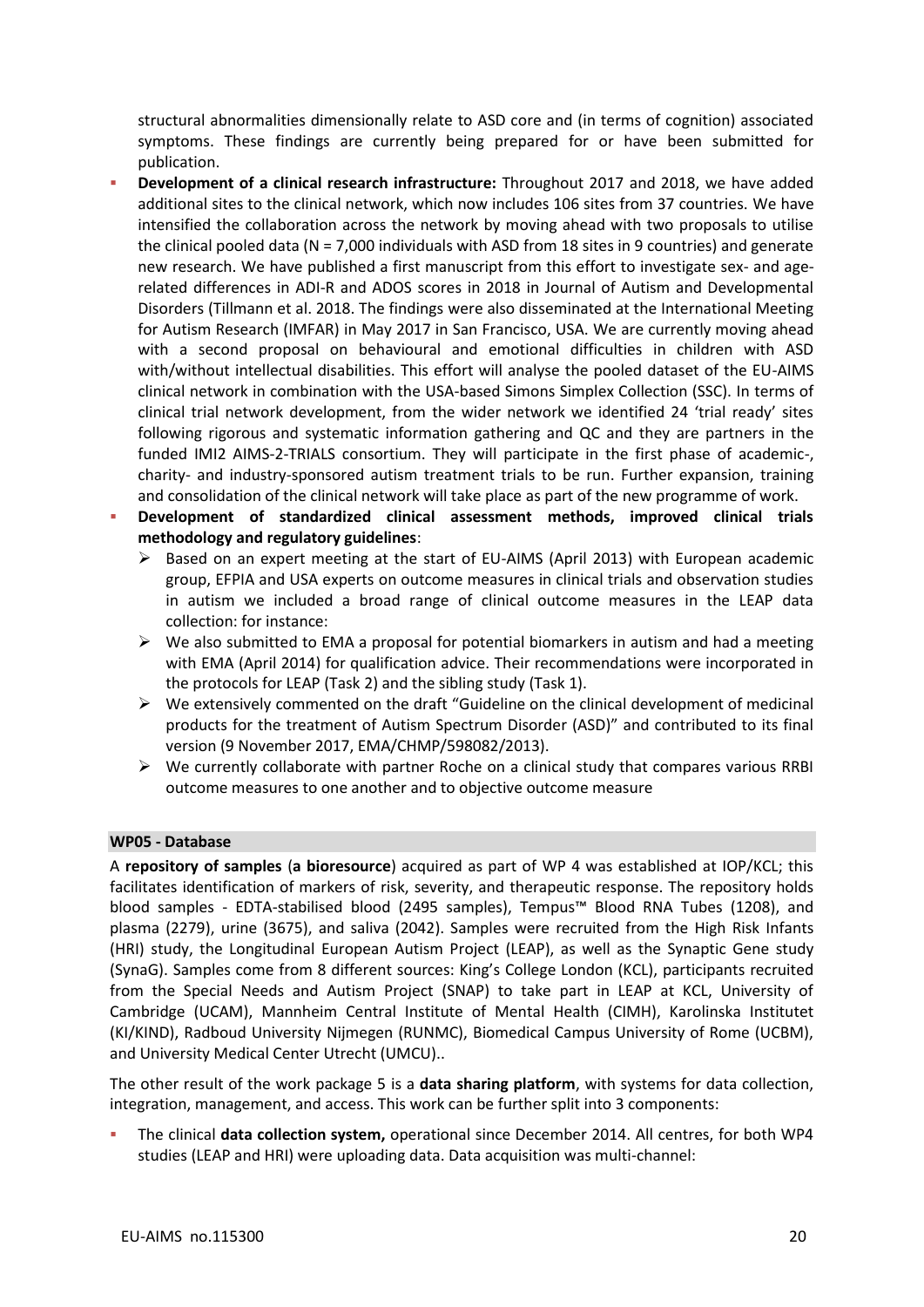structural abnormalities dimensionally relate to ASD core and (in terms of cognition) associated symptoms. These findings are currently being prepared for or have been submitted for publication.

- **Development of a clinical research infrastructure:** Throughout 2017 and 2018, we have added additional sites to the clinical network, which now includes 106 sites from 37 countries. We have intensified the collaboration across the network by moving ahead with two proposals to utilise the clinical pooled data (N = 7,000 individuals with ASD from 18 sites in 9 countries) and generate new research. We have published a first manuscript from this effort to investigate sex- and age-related differences in ADI-R and ADOS scores in 2018 in Journal of Autism and Developmental Disorders (Tillmann et al. 2018. The findings were also disseminated at the International Meeting for Autism Research (IMFAR) in May 2017 in San Francisco, USA. We are currently moving ahead with a second proposal on behavioural and emotional difficulties in children with ASD with/without intellectual disabilities. This effort will analyse the pooled dataset of the EU-AIMS clinical network in combination with the USA-based Simons Simplex Collection (SSC). In terms of clinical trial network development, from the wider network we identified 24 'trial ready' sites following rigorous and systematic information gathering and QC and they are partners in the funded IMI2 AIMS-2-TRIALS consortium. They will participate in the first phase of academic-, charity- and industry-sponsored autism treatment trials to be run. Further expansion, training and consolidation of the clinical network will take place as part of the new programme of work.
- **Development of standardized clinical assessment methods, improved clinical trials methodology and regulatory guidelines**:
  - Based on an expert meeting at the start of EU-AIMS (April 2013) with European academic group, EFPIA and USA experts on outcome measures in clinical trials and observation studies in autism we included a broad range of clinical outcome measures in the LEAP data collection: for instance:
  - We also submitted to EMA a proposal for potential biomarkers in autism and had a meeting with EMA (April 2014) for qualification advice. Their recommendations were incorporated in the protocols for LEAP (Task 2) and the sibling study (Task 1).
  - We extensively commented on the draft "Guideline on the clinical development of medicinal products for the treatment of Autism Spectrum Disorder (ASD)" and contributed to its final version (9 November 2017, EMA/CHMP/598082/2013).
  - We currently collaborate with partner Roche on a clinical study that compares various RRBI outcome measures to one another and to objective outcome measure

#### WP05 - Database

A **repository of samples** (**a bioresource**) acquired as part of WP 4 was established at IOP/KCL; this facilitates identification of markers of risk, severity, and therapeutic response. The repository holds blood samples - EDTA-stabilised blood (2495 samples), Tempus™ Blood RNA Tubes (1208), and plasma (2279), urine (3675), and saliva (2042). Samples were recruited from the High Risk Infants (HRI) study, the Longitudinal European Autism Project (LEAP), as well as the Synaptic Gene study (SynaG). Samples come from 8 different sources: King's College London (KCL), participants recruited from the Special Needs and Autism Project (SNAP) to take part in LEAP at KCL, University of Cambridge (UCAM), Mannheim Central Institute of Mental Health (CIMH), Karolinska Institutet (KI/KIND), Radboud University Nijmegen (RUNMC), Biomedical Campus University of Rome (UCBM), and University Medical Center Utrecht (UMCU)..

The other result of the work package 5 is a **data sharing platform**, with systems for data collection, integration, management, and access. This work can be further split into 3 components:

- The clinical **data collection system,** operational since December 2014. All centres, for both WP4 studies (LEAP and HRI) were uploading data. Data acquisition was multi-channel: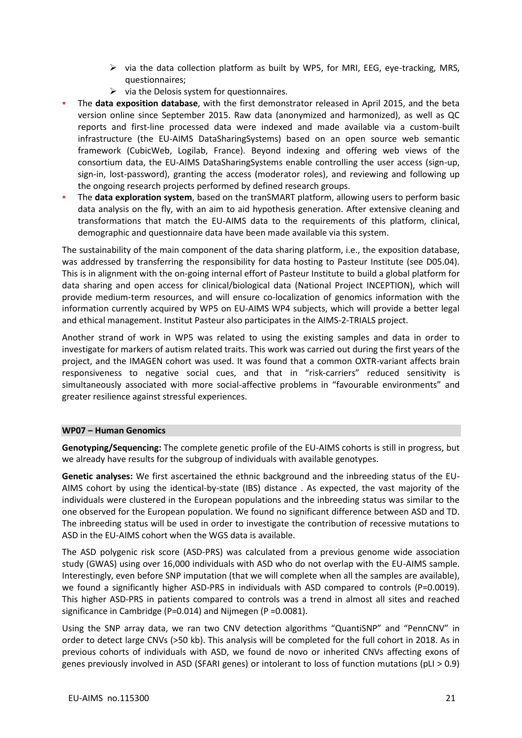- via the data collection platform as built by WP5, for MRI, EEG, eye-tracking, MRS, questionnaires;
   - via the Delosis system for questionnaires.
- The **data exposition database**, with the first demonstrator released in April 2015, and the beta version online since September 2015. Raw data (anonymized and harmonized), as well as QC reports and first-line processed data were indexed and made available via a custom-built infrastructure (the EU-AIMS DataSharingSystems) based on an open source web semantic framework (CubicWeb, Logilab, France). Beyond indexing and offering web views of the consortium data, the EU-AIMS DataSharingSystems enable controlling the user access (sign-up, sign-in, lost-password), granting the access (moderator roles), and reviewing and following up the ongoing research projects performed by defined research groups.
- The **data exploration system**, based on the tranSMART platform, allowing users to perform basic data analysis on the fly, with an aim to aid hypothesis generation. After extensive cleaning and transformations that match the EU-AIMS data to the requirements of this platform, clinical, demographic and questionnaire data have been made available via this system.

The sustainability of the main component of the data sharing platform, i.e., the exposition database, was addressed by transferring the responsibility for data hosting to Pasteur Institute (see D05.04). This is in alignment with the on-going internal effort of Pasteur Institute to build a global platform for data sharing and open access for clinical/biological data (National Project INCEPTION), which will provide medium-term resources, and will ensure co-localization of genomics information with the information currently acquired by WP5 on EU-AIMS WP4 subjects, which will provide a better legal and ethical management. Institut Pasteur also participates in the AIMS-2-TRIALS project.

Another strand of work in WP5 was related to using the existing samples and data in order to investigate for markers of autism related traits. This work was carried out during the first years of the project, and the IMAGEN cohort was used. It was found that a common OXTR-variant affects brain responsiveness to negative social cues, and that in "risk-carriers" reduced sensitivity is simultaneously associated with more social-affective problems in "favourable environments" and greater resilience against stressful experiences.

### WP07 – Human Genomics

**Genotyping/Sequencing:** The complete genetic profile of the EU-AIMS cohorts is still in progress, but we already have results for the subgroup of individuals with available genotypes.

**Genetic analyses:** We first ascertained the ethnic background and the inbreeding status of the EU-AIMS cohort by using the identical-by-state (IBS) distance . As expected, the vast majority of the individuals were clustered in the European populations and the inbreeding status was similar to the one observed for the European population. We found no significant difference between ASD and TD. The inbreeding status will be used in order to investigate the contribution of recessive mutations to ASD in the EU-AIMS cohort when the WGS data is available.

The ASD polygenic risk score (ASD-PRS) was calculated from a previous genome wide association study (GWAS) using over 16,000 individuals with ASD who do not overlap with the EU-AIMS sample. Interestingly, even before SNP imputation (that we will complete when all the samples are available), we found a significantly higher ASD-PRS in individuals with ASD compared to controls ($P=0.0019$). This higher ASD-PRS in patients compared to controls was a trend in almost all sites and reached significance in Cambridge ($P=0.014$) and Nijmegen ($P=0.0081$).

Using the SNP array data, we ran two CNV detection algorithms "QuantiSNP" and "PennCNV" in order to detect large CNVs (>50 kb). This analysis will be completed for the full cohort in 2018. As in previous cohorts of individuals with ASD, we found de novo or inherited CNVs affecting exons of genes previously involved in ASD (SFARI genes) or intolerant to loss of function mutations (pLI > 0.9)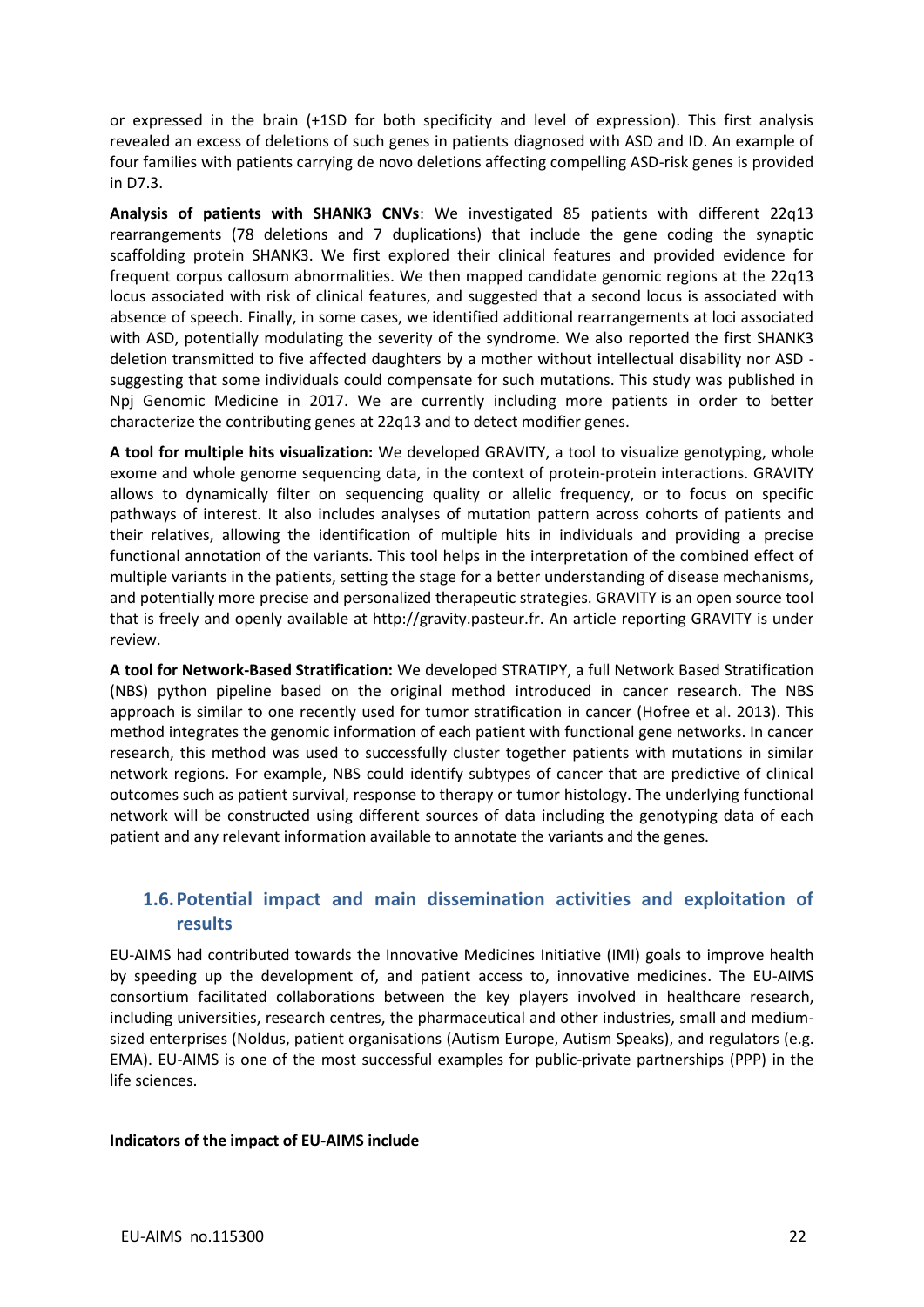or expressed in the brain (+1SD for both specificity and level of expression). This first analysis revealed an excess of deletions of such genes in patients diagnosed with ASD and ID. An example of four families with patients carrying de novo deletions affecting compelling ASD-risk genes is provided in D7.3.

**Analysis of patients with SHANK3 CNVs**: We investigated 85 patients with different 22q13 rearrangements (78 deletions and 7 duplications) that include the gene coding the synaptic scaffolding protein SHANK3. We first explored their clinical features and provided evidence for frequent corpus callosum abnormalities. We then mapped candidate genomic regions at the 22q13 locus associated with risk of clinical features, and suggested that a second locus is associated with absence of speech. Finally, in some cases, we identified additional rearrangements at loci associated with ASD, potentially modulating the severity of the syndrome. We also reported the first SHANK3 deletion transmitted to five affected daughters by a mother without intellectual disability nor ASD - suggesting that some individuals could compensate for such mutations. This study was published in Npj Genomic Medicine in 2017. We are currently including more patients in order to better characterize the contributing genes at 22q13 and to detect modifier genes.

**A tool for multiple hits visualization:** We developed GRAVITY, a tool to visualize genotyping, whole exome and whole genome sequencing data, in the context of protein-protein interactions. GRAVITY allows to dynamically filter on sequencing quality or allelic frequency, or to focus on specific pathways of interest. It also includes analyses of mutation pattern across cohorts of patients and their relatives, allowing the identification of multiple hits in individuals and providing a precise functional annotation of the variants. This tool helps in the interpretation of the combined effect of multiple variants in the patients, setting the stage for a better understanding of disease mechanisms, and potentially more precise and personalized therapeutic strategies. GRAVITY is an open source tool that is freely and openly available at http://gravity.pasteur.fr. An article reporting GRAVITY is under review.

**A tool for Network-Based Stratification:** We developed STRATIPY, a full Network Based Stratification (NBS) python pipeline based on the original method introduced in cancer research. The NBS approach is similar to one recently used for tumor stratification in cancer (Hofree et al. 2013). This method integrates the genomic information of each patient with functional gene networks. In cancer research, this method was used to successfully cluster together patients with mutations in similar network regions. For example, NBS could identify subtypes of cancer that are predictive of clinical outcomes such as patient survival, response to therapy or tumor histology. The underlying functional network will be constructed using different sources of data including the genotyping data of each patient and any relevant information available to annotate the variants and the genes.

## 1.6. Potential impact and main dissemination activities and exploitation of results

EU-AIMS had contributed towards the Innovative Medicines Initiative (IMI) goals to improve health by speeding up the development of, and patient access to, innovative medicines. The EU-AIMS consortium facilitated collaborations between the key players involved in healthcare research, including universities, research centres, the pharmaceutical and other industries, small and medium-sized enterprises (Noldus, patient organisations (Autism Europe, Autism Speaks), and regulators (e.g. EMA). EU-AIMS is one of the most successful examples for public-private partnerships (PPP) in the life sciences.

**Indicators of the impact of EU-AIMS include**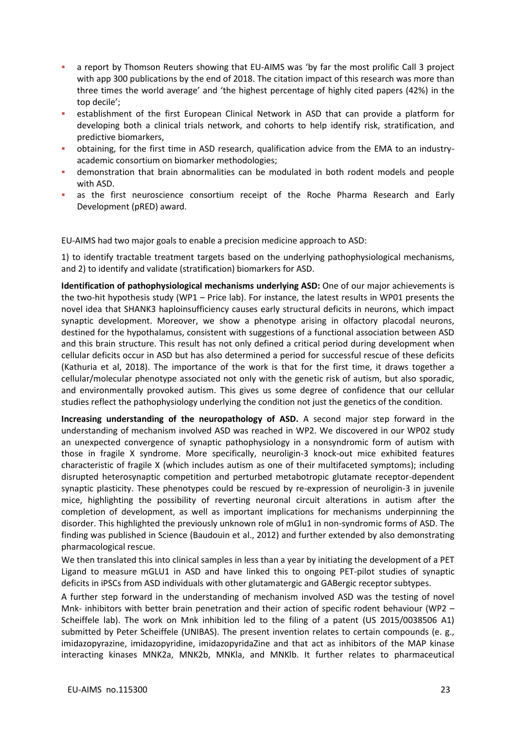- a report by Thomson Reuters showing that EU-AIMS was 'by far the most prolific Call 3 project with app 300 publications by the end of 2018. The citation impact of this research was more than three times the world average' and 'the highest percentage of highly cited papers (42%) in the top decile';
- establishment of the first European Clinical Network in ASD that can provide a platform for developing both a clinical trials network, and cohorts to help identify risk, stratification, and predictive biomarkers,
- obtaining, for the first time in ASD research, qualification advice from the EMA to an industry-academic consortium on biomarker methodologies;
- demonstration that brain abnormalities can be modulated in both rodent models and people with ASD.
- as the first neuroscience consortium receipt of the Roche Pharma Research and Early Development (pRED) award.

EU-AIMS had two major goals to enable a precision medicine approach to ASD:

1) to identify tractable treatment targets based on the underlying pathophysiological mechanisms, and 2) to identify and validate (stratification) biomarkers for ASD.

**Identification of pathophysiological mechanisms underlying ASD:** One of our major achievements is the two-hit hypothesis study (WP1 – Price lab). For instance, the latest results in WP01 presents the novel idea that SHANK3 haploinsufficiency causes early structural deficits in neurons, which impact synaptic development. Moreover, we show a phenotype arising in olfactory placodal neurons, destined for the hypothalamus, consistent with suggestions of a functional association between ASD and this brain structure. This result has not only defined a critical period during development when cellular deficits occur in ASD but has also determined a period for successful rescue of these deficits (Kathuria et al, 2018). The importance of the work is that for the first time, it draws together a cellular/molecular phenotype associated not only with the genetic risk of autism, but also sporadic, and environmentally provoked autism. This gives us some degree of confidence that our cellular studies reflect the pathophysiology underlying the condition not just the genetics of the condition.

**Increasing understanding of the neuropathology of ASD.** A second major step forward in the understanding of mechanism involved ASD was reached in WP2. We discovered in our WP02 study an unexpected convergence of synaptic pathophysiology in a nonsyndromic form of autism with those in fragile X syndrome. More specifically, neuroligin-3 knock-out mice exhibited features characteristic of fragile X (which includes autism as one of their multifaceted symptoms); including disrupted heterosynaptic competition and perturbed metabotropic glutamate receptor-dependent synaptic plasticity. These phenotypes could be rescued by re-expression of neuroligin-3 in juvenile mice, highlighting the possibility of reverting neuronal circuit alterations in autism after the completion of development, as well as important implications for mechanisms underpinning the disorder. This highlighted the previously unknown role of mGlu1 in non-syndromic forms of ASD. The finding was published in Science (Baudouin et al., 2012) and further extended by also demonstrating pharmacological rescue.

We then translated this into clinical samples in less than a year by initiating the development of a PET Ligand to measure mGLU1 in ASD and have linked this to ongoing PET-pilot studies of synaptic deficits in iPSCs from ASD individuals with other glutamatergic and GABergic receptor subtypes.

A further step forward in the understanding of mechanism involved ASD was the testing of novel Mnk- inhibitors with better brain penetration and their action of specific rodent behaviour (WP2 – Scheiffele lab). The work on Mnk inhibition led to the filing of a patent (US 2015/0038506 A1) submitted by Peter Scheiffele (UNIBAS). The present invention relates to certain compounds (e. g., imidazopyrazine, imidazopyridine, imidazopyridaZine and that act as inhibitors of the MAP kinase interacting kinases MNK2a, MNK2b, MNKla, and MNKlb. It further relates to pharmaceutical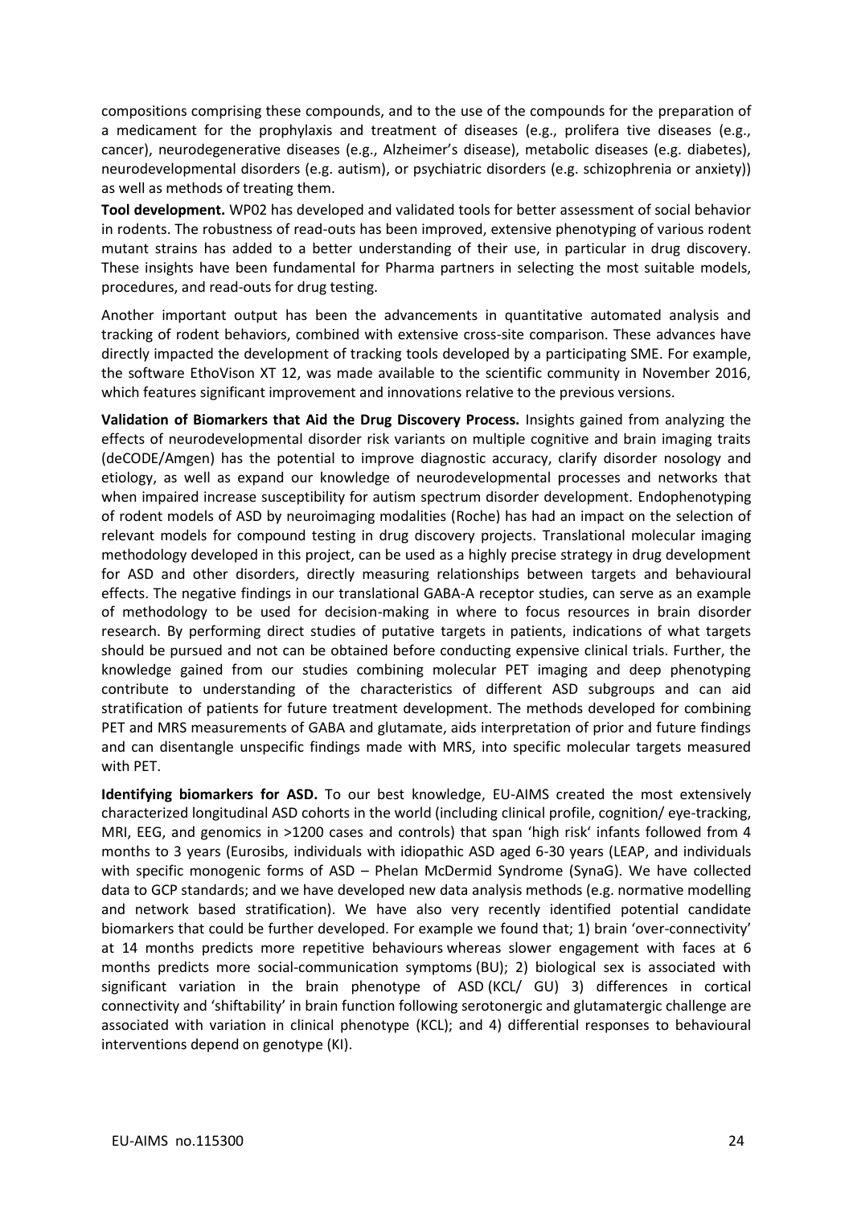compositions comprising these compounds, and to the use of the compounds for the preparation of a medicament for the prophylaxis and treatment of diseases (e.g., prolifera tive diseases (e.g., cancer), neurodegenerative diseases (e.g., Alzheimer's disease), metabolic diseases (e.g. diabetes), neurodevelopmental disorders (e.g. autism), or psychiatric disorders (e.g. schizophrenia or anxiety)) as well as methods of treating them.

**Tool development.** WP02 has developed and validated tools for better assessment of social behavior in rodents. The robustness of read-outs has been improved, extensive phenotyping of various rodent mutant strains has added to a better understanding of their use, in particular in drug discovery. These insights have been fundamental for Pharma partners in selecting the most suitable models, procedures, and read-outs for drug testing.

Another important output has been the advancements in quantitative automated analysis and tracking of rodent behaviors, combined with extensive cross-site comparison. These advances have directly impacted the development of tracking tools developed by a participating SME. For example, the software EthoVison XT 12, was made available to the scientific community in November 2016, which features significant improvement and innovations relative to the previous versions.

**Validation of Biomarkers that Aid the Drug Discovery Process.** Insights gained from analyzing the effects of neurodevelopmental disorder risk variants on multiple cognitive and brain imaging traits (deCODE/Amgen) has the potential to improve diagnostic accuracy, clarify disorder nosology and etiology, as well as expand our knowledge of neurodevelopmental processes and networks that when impaired increase susceptibility for autism spectrum disorder development. Endophenotyping of rodent models of ASD by neuroimaging modalities (Roche) has had an impact on the selection of relevant models for compound testing in drug discovery projects. Translational molecular imaging methodology developed in this project, can be used as a highly precise strategy in drug development for ASD and other disorders, directly measuring relationships between targets and behavioural effects. The negative findings in our translational GABA-A receptor studies, can serve as an example of methodology to be used for decision-making in where to focus resources in brain disorder research. By performing direct studies of putative targets in patients, indications of what targets should be pursued and not can be obtained before conducting expensive clinical trials. Further, the knowledge gained from our studies combining molecular PET imaging and deep phenotyping contribute to understanding of the characteristics of different ASD subgroups and can aid stratification of patients for future treatment development. The methods developed for combining PET and MRS measurements of GABA and glutamate, aids interpretation of prior and future findings and can disentangle unspecific findings made with MRS, into specific molecular targets measured with PET.

**Identifying biomarkers for ASD.** To our best knowledge, EU-AIMS created the most extensively characterized longitudinal ASD cohorts in the world (including clinical profile, cognition/ eye-tracking, MRI, EEG, and genomics in >1200 cases and controls) that span 'high risk' infants followed from 4 months to 3 years (Eurosibs, individuals with idiopathic ASD aged 6-30 years (LEAP, and individuals with specific monogenic forms of ASD – Phelan McDermid Syndrome (SynaG). We have collected data to GCP standards; and we have developed new data analysis methods (e.g. normative modelling and network based stratification). We have also very recently identified potential candidate biomarkers that could be further developed. For example we found that; 1) brain 'over-connectivity' at 14 months predicts more repetitive behaviours whereas slower engagement with faces at 6 months predicts more social-communication symptoms (BU); 2) biological sex is associated with significant variation in the brain phenotype of ASD (KCL/ GU) 3) differences in cortical connectivity and 'shiftability' in brain function following serotonergic and glutamatergic challenge are associated with variation in clinical phenotype (KCL); and 4) differential responses to behavioural interventions depend on genotype (KI).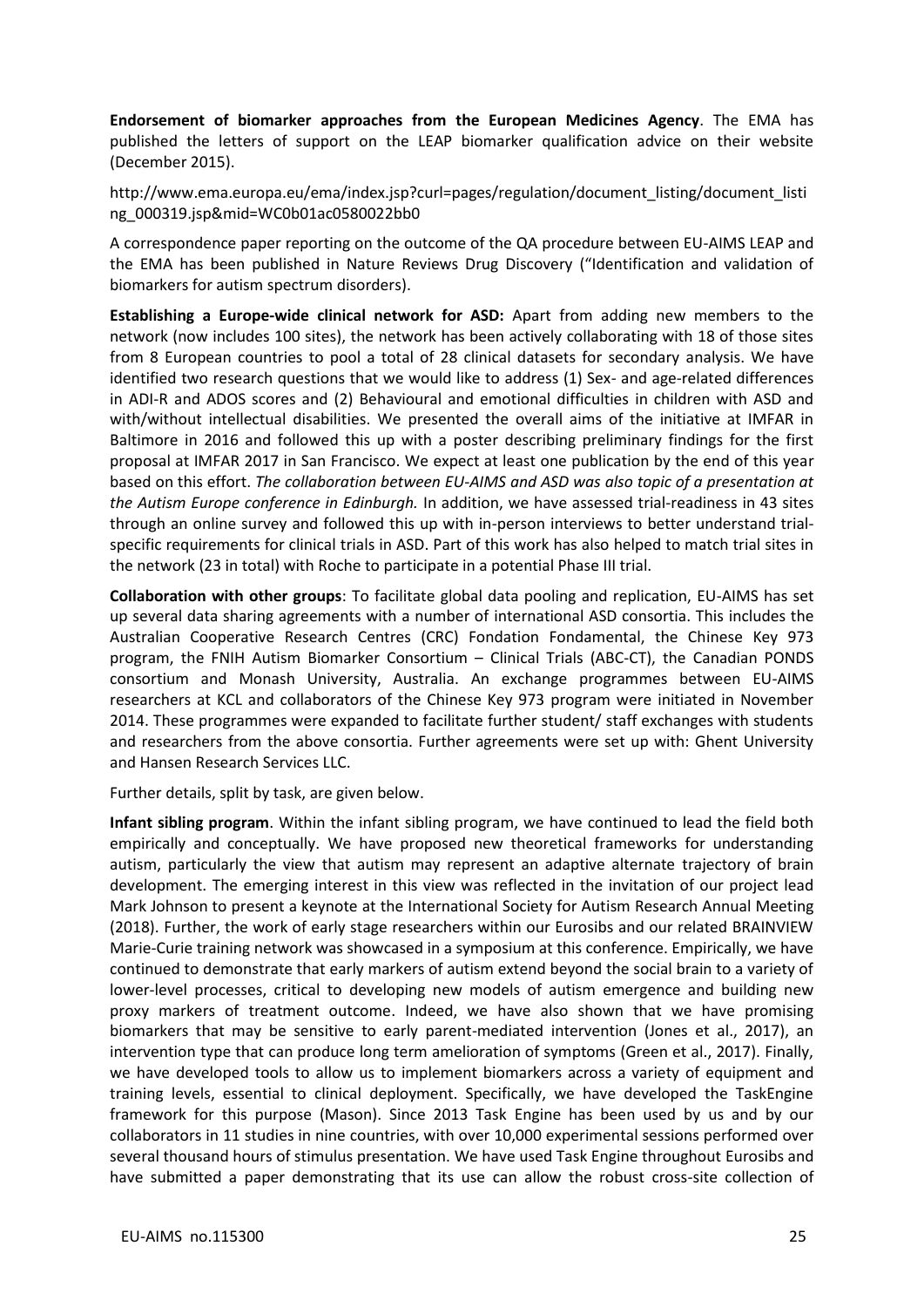**Endorsement of biomarker approaches from the European Medicines Agency**. The EMA has published the letters of support on the LEAP biomarker qualification advice on their website (December 2015).

http://www.ema.europa.eu/ema/index.jsp?curl=pages/regulation/document_listing/document_listing_000319.jsp&mid=WC0b01ac0580022bb0

A correspondence paper reporting on the outcome of the QA procedure between EU-AIMS LEAP and the EMA has been published in Nature Reviews Drug Discovery ("Identification and validation of biomarkers for autism spectrum disorders).

**Establishing a Europe-wide clinical network for ASD:** Apart from adding new members to the network (now includes 100 sites), the network has been actively collaborating with 18 of those sites from 8 European countries to pool a total of 28 clinical datasets for secondary analysis. We have identified two research questions that we would like to address (1) Sex- and age-related differences in ADI-R and ADOS scores and (2) Behavioural and emotional difficulties in children with ASD and with/without intellectual disabilities. We presented the overall aims of the initiative at IMFAR in Baltimore in 2016 and followed this up with a poster describing preliminary findings for the first proposal at IMFAR 2017 in San Francisco. We expect at least one publication by the end of this year based on this effort. *The collaboration between EU-AIMS and ASD was also topic of a presentation at the Autism Europe conference in Edinburgh.* In addition, we have assessed trial-readiness in 43 sites through an online survey and followed this up with in-person interviews to better understand trial-specific requirements for clinical trials in ASD. Part of this work has also helped to match trial sites in the network (23 in total) with Roche to participate in a potential Phase III trial.

**Collaboration with other groups**: To facilitate global data pooling and replication, EU-AIMS has set up several data sharing agreements with a number of international ASD consortia. This includes the Australian Cooperative Research Centres (CRC) Fondation Fondamental, the Chinese Key 973 program, the FNIH Autism Biomarker Consortium – Clinical Trials (ABC-CT), the Canadian PONDS consortium and Monash University, Australia. An exchange programmes between EU-AIMS researchers at KCL and collaborators of the Chinese Key 973 program were initiated in November 2014. These programmes were expanded to facilitate further student/ staff exchanges with students and researchers from the above consortia. Further agreements were set up with: Ghent University and Hansen Research Services LLC.

Further details, split by task, are given below.

**Infant sibling program**. Within the infant sibling program, we have continued to lead the field both empirically and conceptually. We have proposed new theoretical frameworks for understanding autism, particularly the view that autism may represent an adaptive alternate trajectory of brain development. The emerging interest in this view was reflected in the invitation of our project lead Mark Johnson to present a keynote at the International Society for Autism Research Annual Meeting (2018). Further, the work of early stage researchers within our Eurosibs and our related BRAINVIEW Marie-Curie training network was showcased in a symposium at this conference. Empirically, we have continued to demonstrate that early markers of autism extend beyond the social brain to a variety of lower-level processes, critical to developing new models of autism emergence and building new proxy markers of treatment outcome. Indeed, we have also shown that we have promising biomarkers that may be sensitive to early parent-mediated intervention (Jones et al., 2017), an intervention type that can produce long term amelioration of symptoms (Green et al., 2017). Finally, we have developed tools to allow us to implement biomarkers across a variety of equipment and training levels, essential to clinical deployment. Specifically, we have developed the TaskEngine framework for this purpose (Mason). Since 2013 Task Engine has been used by us and by our collaborators in 11 studies in nine countries, with over 10,000 experimental sessions performed over several thousand hours of stimulus presentation. We have used Task Engine throughout Eurosibs and have submitted a paper demonstrating that its use can allow the robust cross-site collection of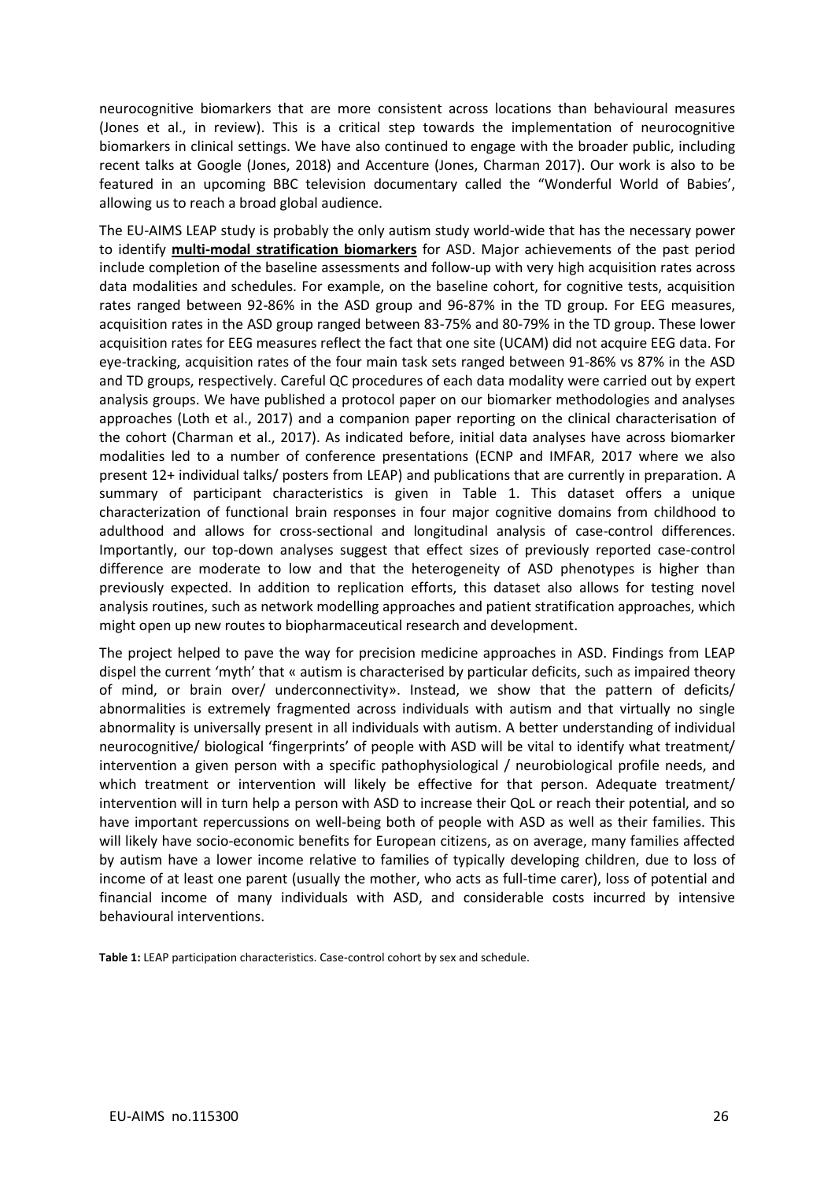neurocognitive biomarkers that are more consistent across locations than behavioural measures (Jones et al., in review). This is a critical step towards the implementation of neurocognitive biomarkers in clinical settings. We have also continued to engage with the broader public, including recent talks at Google (Jones, 2018) and Accenture (Jones, Charman 2017). Our work is also to be featured in an upcoming BBC television documentary called the "Wonderful World of Babies', allowing us to reach a broad global audience.

The EU-AIMS LEAP study is probably the only autism study world-wide that has the necessary power to identify **multi-modal stratification biomarkers** for ASD. Major achievements of the past period include completion of the baseline assessments and follow-up with very high acquisition rates across data modalities and schedules. For example, on the baseline cohort, for cognitive tests, acquisition rates ranged between 92-86% in the ASD group and 96-87% in the TD group. For EEG measures, acquisition rates in the ASD group ranged between 83-75% and 80-79% in the TD group. These lower acquisition rates for EEG measures reflect the fact that one site (UCAM) did not acquire EEG data. For eye-tracking, acquisition rates of the four main task sets ranged between 91-86% vs 87% in the ASD and TD groups, respectively. Careful QC procedures of each data modality were carried out by expert analysis groups. We have published a protocol paper on our biomarker methodologies and analyses approaches (Loth et al., 2017) and a companion paper reporting on the clinical characterisation of the cohort (Charman et al., 2017). As indicated before, initial data analyses have across biomarker modalities led to a number of conference presentations (ECNP and IMFAR, 2017 where we also present 12+ individual talks/ posters from LEAP) and publications that are currently in preparation. A summary of participant characteristics is given in Table 1. This dataset offers a unique characterization of functional brain responses in four major cognitive domains from childhood to adulthood and allows for cross-sectional and longitudinal analysis of case-control differences. Importantly, our top-down analyses suggest that effect sizes of previously reported case-control difference are moderate to low and that the heterogeneity of ASD phenotypes is higher than previously expected. In addition to replication efforts, this dataset also allows for testing novel analysis routines, such as network modelling approaches and patient stratification approaches, which might open up new routes to biopharmaceutical research and development.

The project helped to pave the way for precision medicine approaches in ASD. Findings from LEAP dispel the current 'myth' that « autism is characterised by particular deficits, such as impaired theory of mind, or brain over/ underconnectivity». Instead, we show that the pattern of deficits/ abnormalities is extremely fragmented across individuals with autism and that virtually no single abnormality is universally present in all individuals with autism. A better understanding of individual neurocognitive/ biological 'fingerprints' of people with ASD will be vital to identify what treatment/ intervention a given person with a specific pathophysiological / neurobiological profile needs, and which treatment or intervention will likely be effective for that person. Adequate treatment/ intervention will in turn help a person with ASD to increase their QoL or reach their potential, and so have important repercussions on well-being both of people with ASD as well as their families. This will likely have socio-economic benefits for European citizens, as on average, many families affected by autism have a lower income relative to families of typically developing children, due to loss of income of at least one parent (usually the mother, who acts as full-time carer), loss of potential and financial income of many individuals with ASD, and considerable costs incurred by intensive behavioural interventions.

**Table 1:** LEAP participation characteristics. Case-control cohort by sex and schedule.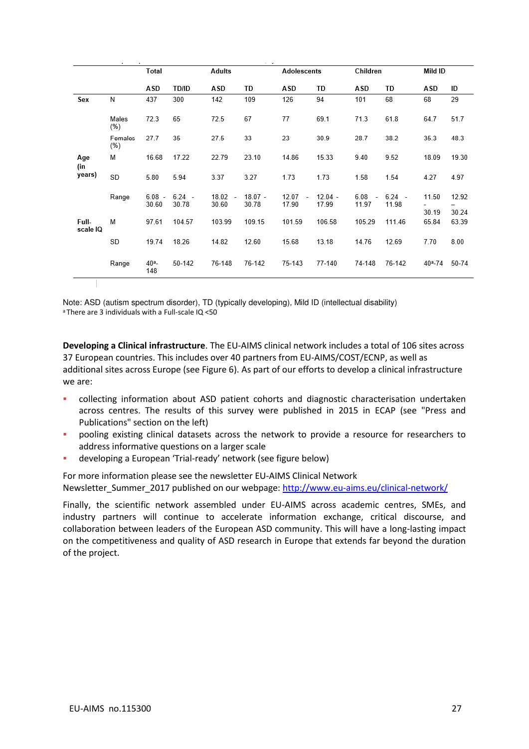| | | Total | | Adults | | Adolescents | | Children | | Mild ID | |
|---|---|---|---|---|---|---|---|---|---|---|---|
| | | ASD | TD/ID | ASD | TD | ASD | TD | ASD | TD | ASD | ID |
| Sex | N | 437 | 300 | 142 | 109 | 126 | 94 | 101 | 68 | 68 | 29 |
| | Males (%) | 72.3 | 65 | 72.5 | 67 | 77 | 69.1 | 71.3 | 61.8 | 64.7 | 51.7 |
| | Females (%) | 27.7 | 35 | 27.5 | 33 | 23 | 30.9 | 28.7 | 38.2 | 35.3 | 48.3 |
| Age (in years) | M | 16.68 | 17.22 | 22.79 | 23.10 | 14.86 | 15.33 | 9.40 | 9.52 | 18.09 | 19.30 |
| | SD | 5.80 | 5.94 | 3.37 | 3.27 | 1.73 | 1.73 | 1.58 | 1.54 | 4.27 | 4.97 |
| | Range | 6.08 - 30.60 | 6.24 - 30.78 | 18.02 - 30.60 | 18.07 - 30.78 | 12.07 - 17.90 | 12.04 - 17.99 | 6.08 - 11.97 | 6.24 - 11.98 | 11.50 - 30.19 | 12.92 – 30.24 |
| Full-scale IQ | M | 97.61 | 104.57 | 103.99 | 109.15 | 101.59 | 106.58 | 105.29 | 111.46 | 65.84 | 63.39 |
| | SD | 19.74 | 18.26 | 14.82 | 12.60 | 15.68 | 13.18 | 14.76 | 12.69 | 7.70 | 8.00 |
| | Range | 40[a]-148 | 50-142 | 76-148 | 76-142 | 75-143 | 77-140 | 74-148 | 76-142 | 40[a]-74 | 50-74 |

Note: ASD (autism spectrum disorder), TD (typically developing), Mild ID (intellectual disability)
[a] There are 3 individuals with a Full-scale IQ <50

**Developing a Clinical infrastructure**. The EU-AIMS clinical network includes a total of 106 sites across 37 European countries. This includes over 40 partners from EU-AIMS/COST/ECNP, as well as additional sites across Europe (see Figure 6). As part of our efforts to develop a clinical infrastructure we are:

- collecting information about ASD patient cohorts and diagnostic characterisation undertaken across centres. The results of this survey were published in 2015 in ECAP (see "Press and Publications" section on the left)
- pooling existing clinical datasets across the network to provide a resource for researchers to address informative questions on a larger scale
- developing a European 'Trial-ready' network (see figure below)

For more information please see the newsletter EU-AIMS Clinical Network Newsletter_Summer_2017 published on our webpage: [http://www.eu-aims.eu/clinical-network/](http://www.eu-aims.eu/clinical-network/)

Finally, the scientific network assembled under EU-AIMS across academic centres, SMEs, and industry partners will continue to accelerate information exchange, critical discourse, and collaboration between leaders of the European ASD community. This will have a long-lasting impact on the competitiveness and quality of ASD research in Europe that extends far beyond the duration of the project.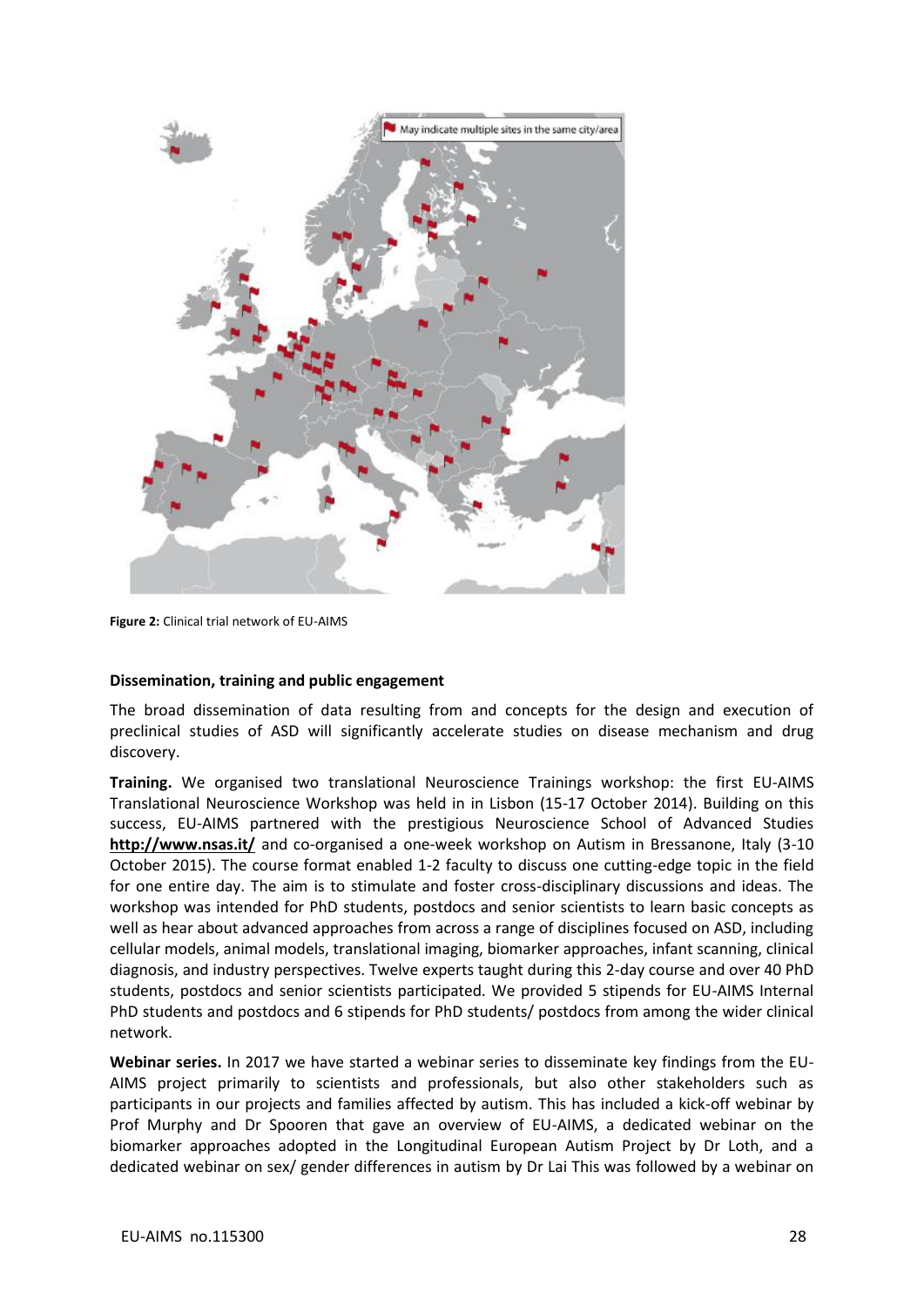May indicate multiple sites in the same city/area

**Figure 2:** Clinical trial network of EU-AIMS

**Dissemination, training and public engagement**

The broad dissemination of data resulting from and concepts for the design and execution of preclinical studies of ASD will significantly accelerate studies on disease mechanism and drug discovery.

**Training.** We organised two translational Neuroscience Trainings workshop: the first EU-AIMS Translational Neuroscience Workshop was held in in Lisbon (15-17 October 2014). Building on this success, EU-AIMS partnered with the prestigious Neuroscience School of Advanced Studies **http://www.nsas.it/** and co-organised a one-week workshop on Autism in Bressanone, Italy (3-10 October 2015). The course format enabled 1-2 faculty to discuss one cutting-edge topic in the field for one entire day. The aim is to stimulate and foster cross-disciplinary discussions and ideas. The workshop was intended for PhD students, postdocs and senior scientists to learn basic concepts as well as hear about advanced approaches from across a range of disciplines focused on ASD, including cellular models, animal models, translational imaging, biomarker approaches, infant scanning, clinical diagnosis, and industry perspectives. Twelve experts taught during this 2-day course and over 40 PhD students, postdocs and senior scientists participated. We provided 5 stipends for EU-AIMS Internal PhD students and postdocs and 6 stipends for PhD students/ postdocs from among the wider clinical network.

**Webinar series.** In 2017 we have started a webinar series to disseminate key findings from the EU-AIMS project primarily to scientists and professionals, but also other stakeholders such as participants in our projects and families affected by autism. This has included a kick-off webinar by Prof Murphy and Dr Spooren that gave an overview of EU-AIMS, a dedicated webinar on the biomarker approaches adopted in the Longitudinal European Autism Project by Dr Loth, and a dedicated webinar on sex/ gender differences in autism by Dr Lai This was followed by a webinar on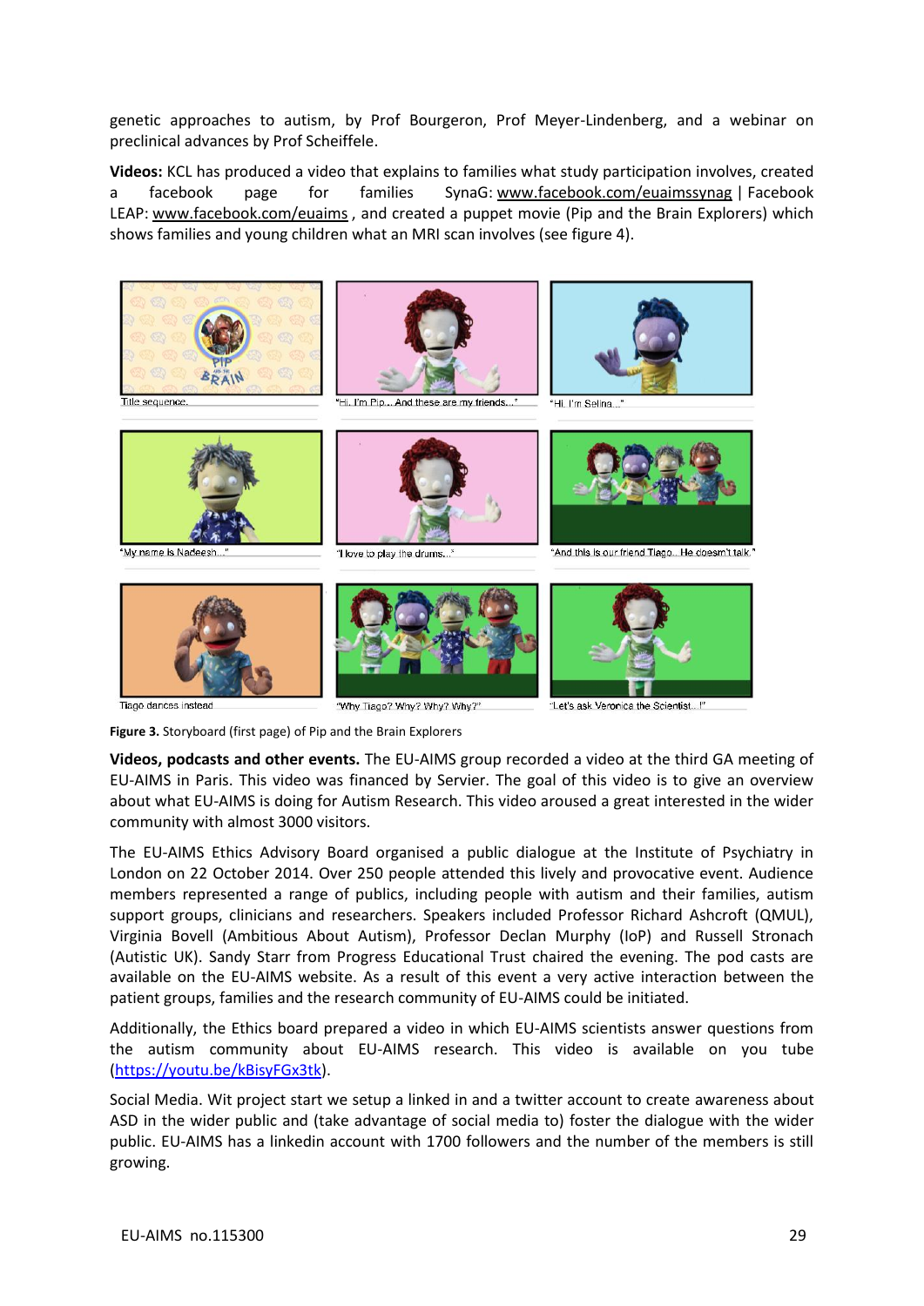genetic approaches to autism, by Prof Bourgeron, Prof Meyer-Lindenberg, and a webinar on preclinical advances by Prof Scheiffele.

**Videos:** KCL has produced a video that explains to families what study participation involves, created a facebook page for families SynaG: www.facebook.com/euaimssynag | Facebook LEAP: www.facebook.com/euaims , and created a puppet movie (Pip and the Brain Explorers) which shows families and young children what an MRI scan involves (see figure 4).

Title sequence.

"Hi, I'm Pip... And these are my friends..."

"Hi, I'm Selina..."

"My name is Nadeesh..."

"I love to play the drums..."

"And this is our friend Tiago... He doesn't talk."

Tiago dances instead

"Why Tiago? Why? Why? Why?"

"Let's ask Veronica the Scientist...!"

**Figure 3.** Storyboard (first page) of Pip and the Brain Explorers

**Videos, podcasts and other events.** The EU-AIMS group recorded a video at the third GA meeting of EU-AIMS in Paris. This video was financed by Servier. The goal of this video is to give an overview about what EU-AIMS is doing for Autism Research. This video aroused a great interested in the wider community with almost 3000 visitors.

The EU-AIMS Ethics Advisory Board organised a public dialogue at the Institute of Psychiatry in London on 22 October 2014. Over 250 people attended this lively and provocative event. Audience members represented a range of publics, including people with autism and their families, autism support groups, clinicians and researchers. Speakers included Professor Richard Ashcroft (QMUL), Virginia Bovell (Ambitious About Autism), Professor Declan Murphy (IoP) and Russell Stronach (Autistic UK). Sandy Starr from Progress Educational Trust chaired the evening. The pod casts are available on the EU-AIMS website. As a result of this event a very active interaction between the patient groups, families and the research community of EU-AIMS could be initiated.

Additionally, the Ethics board prepared a video in which EU-AIMS scientists answer questions from the autism community about EU-AIMS research. This video is available on you tube (https://youtu.be/kBisyFGx3tk).

Social Media. Wit project start we setup a linked in and a twitter account to create awareness about ASD in the wider public and (take advantage of social media to) foster the dialogue with the wider public. EU-AIMS has a linkedin account with 1700 followers and the number of the members is still growing.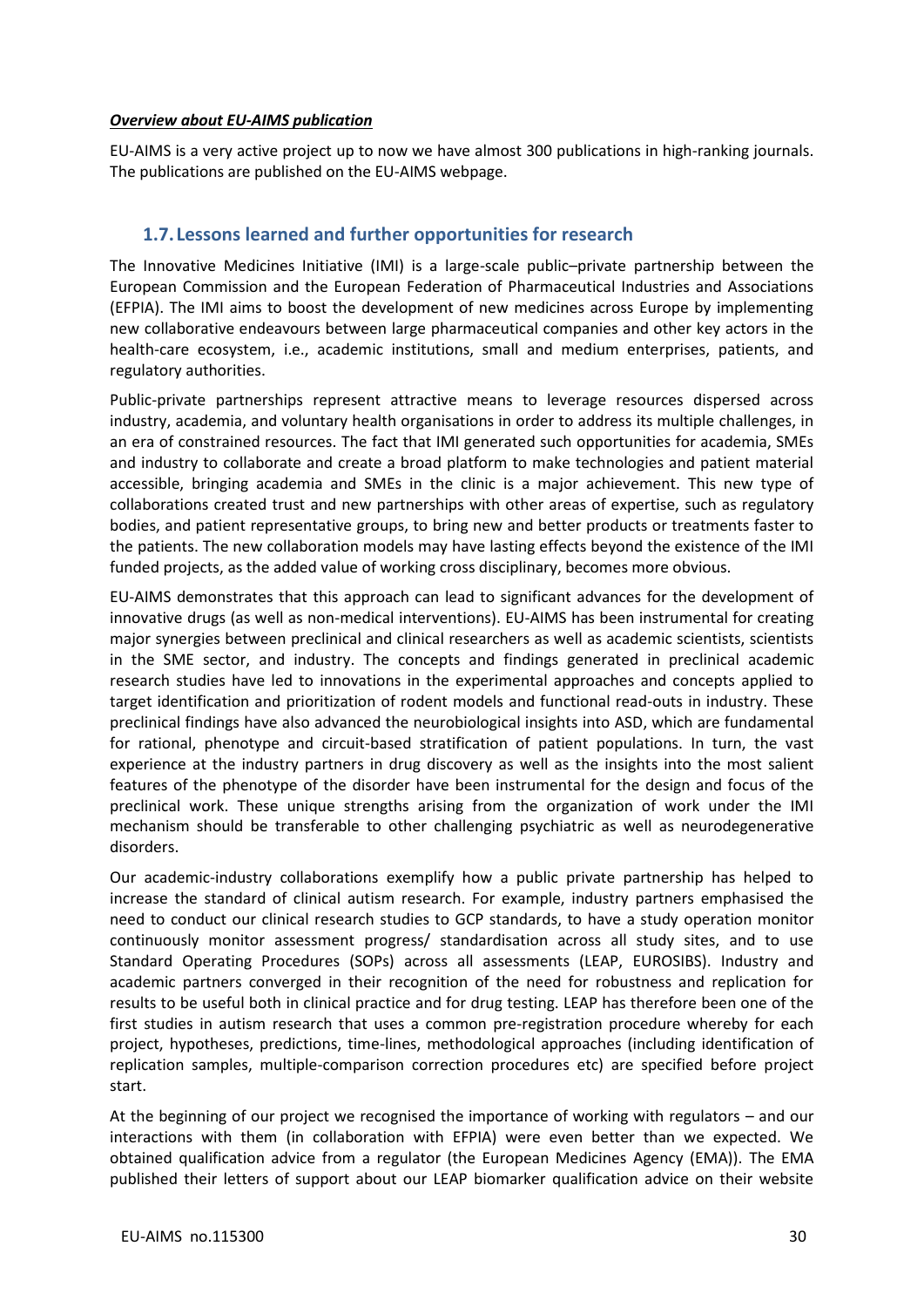***Overview about EU-AIMS publication***

EU-AIMS is a very active project up to now we have almost 300 publications in high-ranking journals. The publications are published on the EU-AIMS webpage.

## 1.7. Lessons learned and further opportunities for research

The Innovative Medicines Initiative (IMI) is a large-scale public–private partnership between the European Commission and the European Federation of Pharmaceutical Industries and Associations (EFPIA). The IMI aims to boost the development of new medicines across Europe by implementing new collaborative endeavours between large pharmaceutical companies and other key actors in the health-care ecosystem, i.e., academic institutions, small and medium enterprises, patients, and regulatory authorities.

Public-private partnerships represent attractive means to leverage resources dispersed across industry, academia, and voluntary health organisations in order to address its multiple challenges, in an era of constrained resources. The fact that IMI generated such opportunities for academia, SMEs and industry to collaborate and create a broad platform to make technologies and patient material accessible, bringing academia and SMEs in the clinic is a major achievement. This new type of collaborations created trust and new partnerships with other areas of expertise, such as regulatory bodies, and patient representative groups, to bring new and better products or treatments faster to the patients. The new collaboration models may have lasting effects beyond the existence of the IMI funded projects, as the added value of working cross disciplinary, becomes more obvious.

EU-AIMS demonstrates that this approach can lead to significant advances for the development of innovative drugs (as well as non-medical interventions). EU-AIMS has been instrumental for creating major synergies between preclinical and clinical researchers as well as academic scientists, scientists in the SME sector, and industry. The concepts and findings generated in preclinical academic research studies have led to innovations in the experimental approaches and concepts applied to target identification and prioritization of rodent models and functional read-outs in industry. These preclinical findings have also advanced the neurobiological insights into ASD, which are fundamental for rational, phenotype and circuit-based stratification of patient populations. In turn, the vast experience at the industry partners in drug discovery as well as the insights into the most salient features of the phenotype of the disorder have been instrumental for the design and focus of the preclinical work. These unique strengths arising from the organization of work under the IMI mechanism should be transferable to other challenging psychiatric as well as neurodegenerative disorders.

Our academic-industry collaborations exemplify how a public private partnership has helped to increase the standard of clinical autism research. For example, industry partners emphasised the need to conduct our clinical research studies to GCP standards, to have a study operation monitor continuously monitor assessment progress/ standardisation across all study sites, and to use Standard Operating Procedures (SOPs) across all assessments (LEAP, EUROSIBS). Industry and academic partners converged in their recognition of the need for robustness and replication for results to be useful both in clinical practice and for drug testing. LEAP has therefore been one of the first studies in autism research that uses a common pre-registration procedure whereby for each project, hypotheses, predictions, time-lines, methodological approaches (including identification of replication samples, multiple-comparison correction procedures etc) are specified before project start.

At the beginning of our project we recognised the importance of working with regulators – and our interactions with them (in collaboration with EFPIA) were even better than we expected. We obtained qualification advice from a regulator (the European Medicines Agency (EMA)). The EMA published their letters of support about our LEAP biomarker qualification advice on their website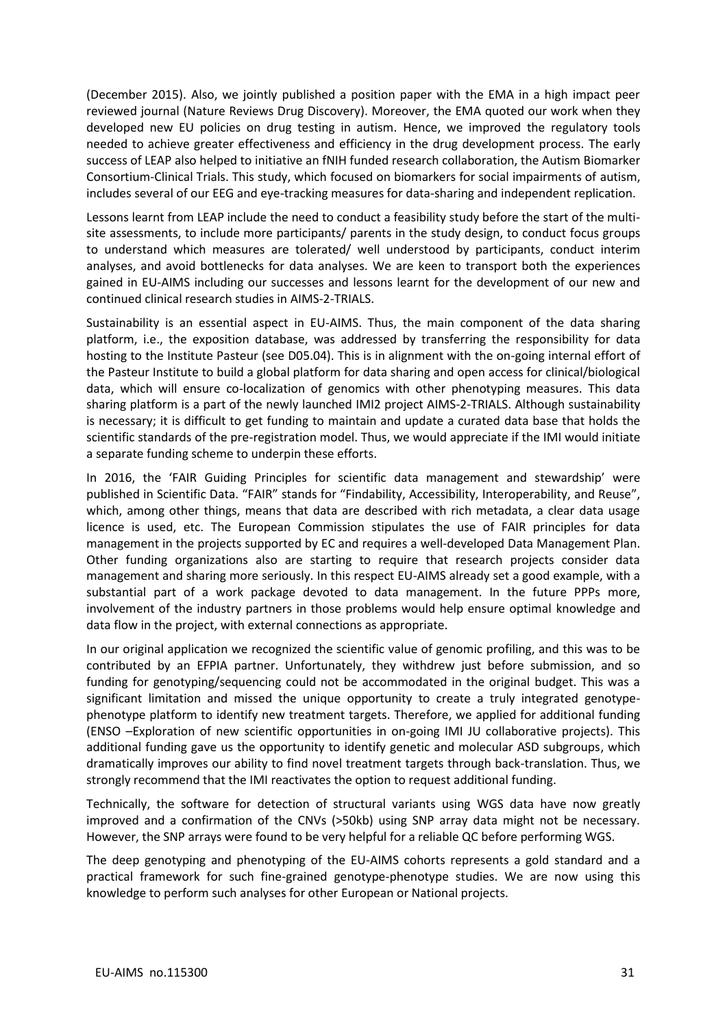(December 2015). Also, we jointly published a position paper with the EMA in a high impact peer reviewed journal (Nature Reviews Drug Discovery). Moreover, the EMA quoted our work when they developed new EU policies on drug testing in autism. Hence, we improved the regulatory tools needed to achieve greater effectiveness and efficiency in the drug development process. The early success of LEAP also helped to initiative an fNIH funded research collaboration, the Autism Biomarker Consortium-Clinical Trials. This study, which focused on biomarkers for social impairments of autism, includes several of our EEG and eye-tracking measures for data-sharing and independent replication.

Lessons learnt from LEAP include the need to conduct a feasibility study before the start of the multi-site assessments, to include more participants/ parents in the study design, to conduct focus groups to understand which measures are tolerated/ well understood by participants, conduct interim analyses, and avoid bottlenecks for data analyses. We are keen to transport both the experiences gained in EU-AIMS including our successes and lessons learnt for the development of our new and continued clinical research studies in AIMS-2-TRIALS.

Sustainability is an essential aspect in EU-AIMS. Thus, the main component of the data sharing platform, i.e., the exposition database, was addressed by transferring the responsibility for data hosting to the Institute Pasteur (see D05.04). This is in alignment with the on-going internal effort of the Pasteur Institute to build a global platform for data sharing and open access for clinical/biological data, which will ensure co-localization of genomics with other phenotyping measures. This data sharing platform is a part of the newly launched IMI2 project AIMS-2-TRIALS. Although sustainability is necessary; it is difficult to get funding to maintain and update a curated data base that holds the scientific standards of the pre-registration model. Thus, we would appreciate if the IMI would initiate a separate funding scheme to underpin these efforts.

In 2016, the 'FAIR Guiding Principles for scientific data management and stewardship' were published in Scientific Data. "FAIR" stands for "Findability, Accessibility, Interoperability, and Reuse", which, among other things, means that data are described with rich metadata, a clear data usage licence is used, etc. The European Commission stipulates the use of FAIR principles for data management in the projects supported by EC and requires a well-developed Data Management Plan. Other funding organizations also are starting to require that research projects consider data management and sharing more seriously. In this respect EU-AIMS already set a good example, with a substantial part of a work package devoted to data management. In the future PPPs more, involvement of the industry partners in those problems would help ensure optimal knowledge and data flow in the project, with external connections as appropriate.

In our original application we recognized the scientific value of genomic profiling, and this was to be contributed by an EFPIA partner. Unfortunately, they withdrew just before submission, and so funding for genotyping/sequencing could not be accommodated in the original budget. This was a significant limitation and missed the unique opportunity to create a truly integrated genotype-phenotype platform to identify new treatment targets. Therefore, we applied for additional funding (ENSO –Exploration of new scientific opportunities in on-going IMI JU collaborative projects). This additional funding gave us the opportunity to identify genetic and molecular ASD subgroups, which dramatically improves our ability to find novel treatment targets through back-translation. Thus, we strongly recommend that the IMI reactivates the option to request additional funding.

Technically, the software for detection of structural variants using WGS data have now greatly improved and a confirmation of the CNVs (>50kb) using SNP array data might not be necessary. However, the SNP arrays were found to be very helpful for a reliable QC before performing WGS.

The deep genotyping and phenotyping of the EU-AIMS cohorts represents a gold standard and a practical framework for such fine-grained genotype-phenotype studies. We are now using this knowledge to perform such analyses for other European or National projects.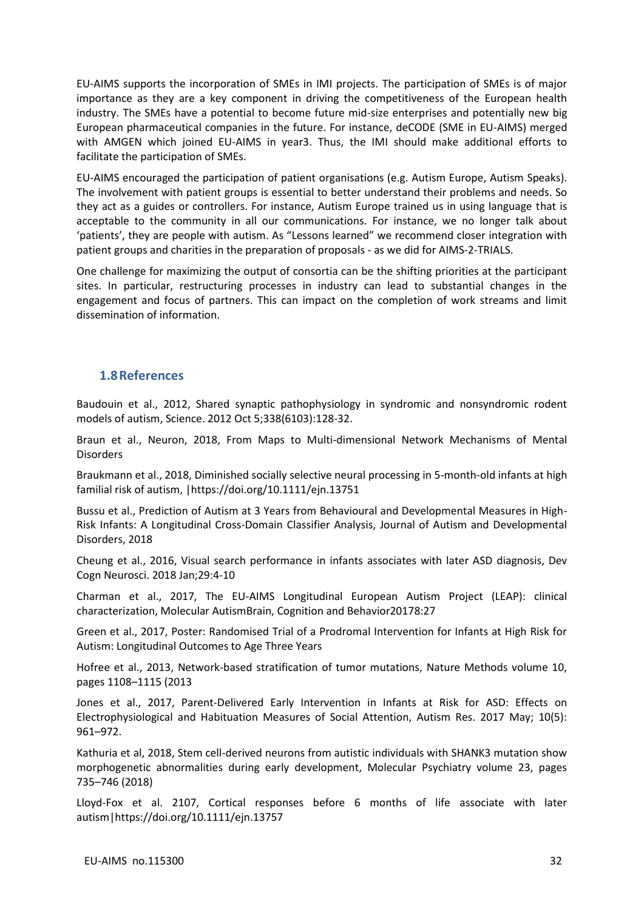EU-AIMS supports the incorporation of SMEs in IMI projects. The participation of SMEs is of major importance as they are a key component in driving the competitiveness of the European health industry. The SMEs have a potential to become future mid-size enterprises and potentially new big European pharmaceutical companies in the future. For instance, deCODE (SME in EU-AIMS) merged with AMGEN which joined EU-AIMS in year3. Thus, the IMI should make additional efforts to facilitate the participation of SMEs.

EU-AIMS encouraged the participation of patient organisations (e.g. Autism Europe, Autism Speaks). The involvement with patient groups is essential to better understand their problems and needs. So they act as a guides or controllers. For instance, Autism Europe trained us in using language that is acceptable to the community in all our communications. For instance, we no longer talk about 'patients', they are people with autism. As "Lessons learned" we recommend closer integration with patient groups and charities in the preparation of proposals - as we did for AIMS-2-TRIALS.

One challenge for maximizing the output of consortia can be the shifting priorities at the participant sites. In particular, restructuring processes in industry can lead to substantial changes in the engagement and focus of partners. This can impact on the completion of work streams and limit dissemination of information.

## 1.8 References

Baudouin et al., 2012, Shared synaptic pathophysiology in syndromic and nonsyndromic rodent models of autism, Science. 2012 Oct 5;338(6103):128-32.

Braun et al., Neuron, 2018, From Maps to Multi-dimensional Network Mechanisms of Mental Disorders

Braukmann et al., 2018, Diminished socially selective neural processing in 5-month-old infants at high familial risk of autism, |https://doi.org/10.1111/ejn.13751

Bussu et al., Prediction of Autism at 3 Years from Behavioural and Developmental Measures in High-Risk Infants: A Longitudinal Cross-Domain Classifier Analysis, Journal of Autism and Developmental Disorders, 2018

Cheung et al., 2016, Visual search performance in infants associates with later ASD diagnosis, Dev Cogn Neurosci. 2018 Jan;29:4-10

Charman et al., 2017, The EU-AIMS Longitudinal European Autism Project (LEAP): clinical characterization, Molecular AutismBrain, Cognition and Behavior20178:27

Green et al., 2017, Poster: Randomised Trial of a Prodromal Intervention for Infants at High Risk for Autism: Longitudinal Outcomes to Age Three Years

Hofree et al., 2013, Network-based stratification of tumor mutations, Nature Methods volume 10, pages 1108–1115 (2013

Jones et al., 2017, Parent-Delivered Early Intervention in Infants at Risk for ASD: Effects on Electrophysiological and Habituation Measures of Social Attention, Autism Res. 2017 May; 10(5): 961–972.

Kathuria et al, 2018, Stem cell-derived neurons from autistic individuals with SHANK3 mutation show morphogenetic abnormalities during early development, Molecular Psychiatry volume 23, pages 735–746 (2018)

Lloyd-Fox et al. 2107, Cortical responses before 6 months of life associate with later autism|https://doi.org/10.1111/ejn.13757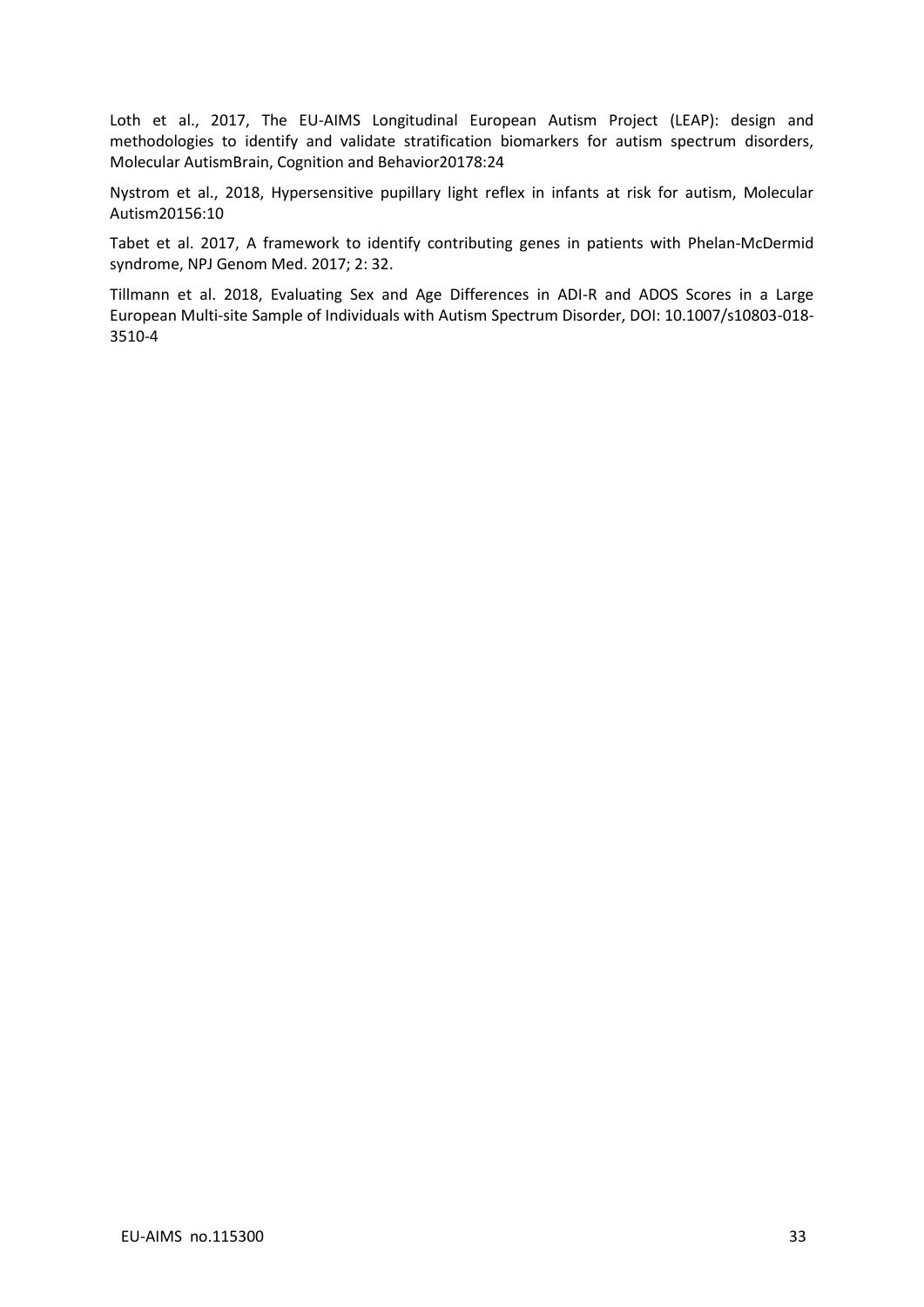Loth et al., 2017, The EU-AIMS Longitudinal European Autism Project (LEAP): design and methodologies to identify and validate stratification biomarkers for autism spectrum disorders, Molecular AutismBrain, Cognition and Behavior20178:24

Nystrom et al., 2018, Hypersensitive pupillary light reflex in infants at risk for autism, Molecular Autism20156:10

Tabet et al. 2017, A framework to identify contributing genes in patients with Phelan-McDermid syndrome, NPJ Genom Med. 2017; 2: 32.

Tillmann et al. 2018, Evaluating Sex and Age Differences in ADI-R and ADOS Scores in a Large European Multi-site Sample of Individuals with Autism Spectrum Disorder, DOI: 10.1007/s10803-018-3510-4